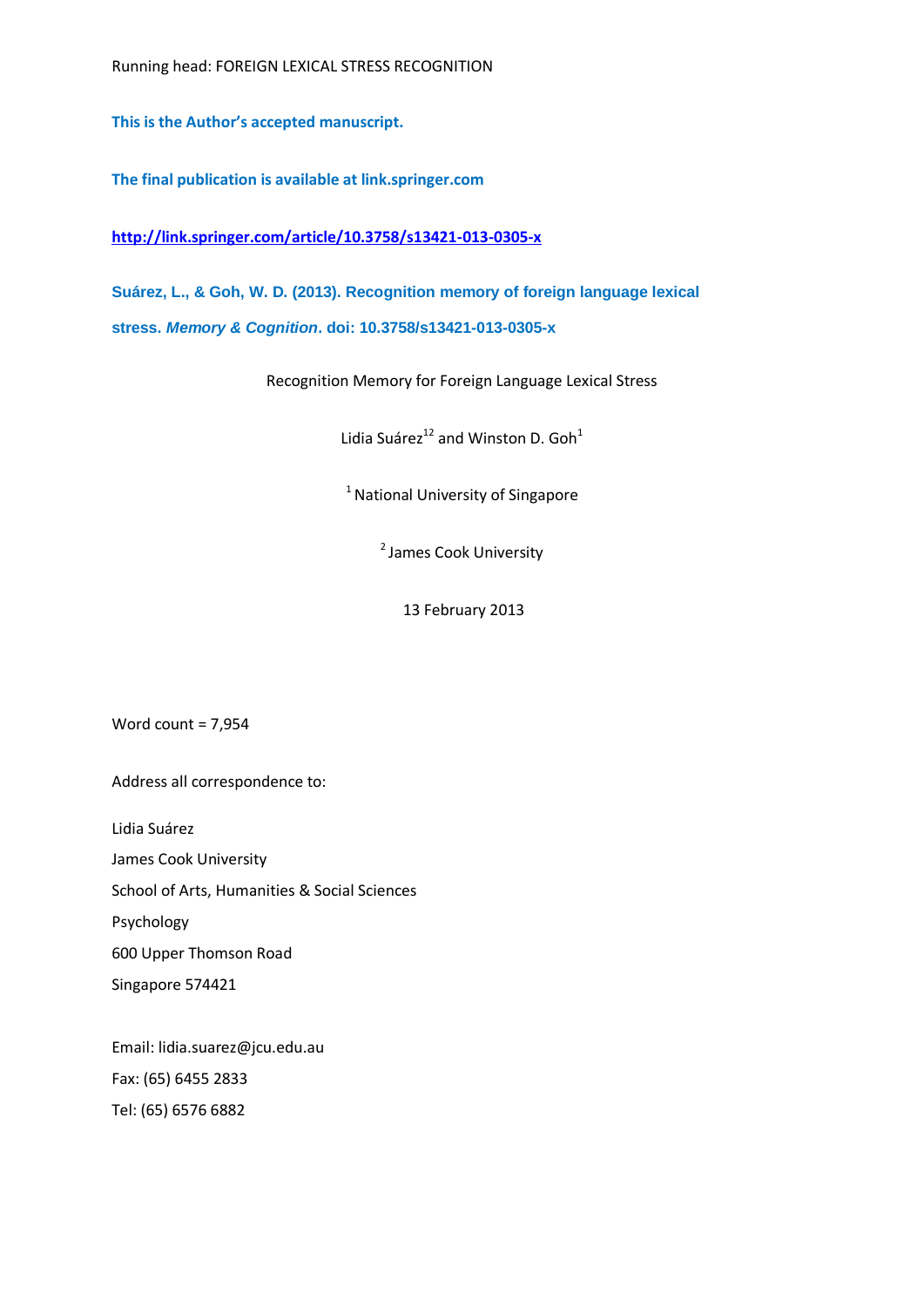Running head: FOREIGN LEXICAL STRESS RECOGNITION

**This is the Author's accepted manuscript.**

**The final publication is available at link.springer.com**

**http://link.springer.com/article/10.3758/s13421-013-0305-x**

**Suárez, L., & Goh, W. D. (2013). Recognition memory of foreign language lexical stress. *Memory & Cognition*. doi: 10.3758/s13421-013-0305-x**

Recognition Memory for Foreign Language Lexical Stress

Lidia Suárez[1,2] and Winston D. Goh[1]

[1] National University of Singapore

[2] James Cook University

13 February 2013

Word count = 7,954

Address all correspondence to:

Lidia Suárez
James Cook University
School of Arts, Humanities & Social Sciences
Psychology
600 Upper Thomson Road
Singapore 574421

Email: lidia.suarez@jcu.edu.au
Fax: (65) 6455 2833
Tel: (65) 6576 6882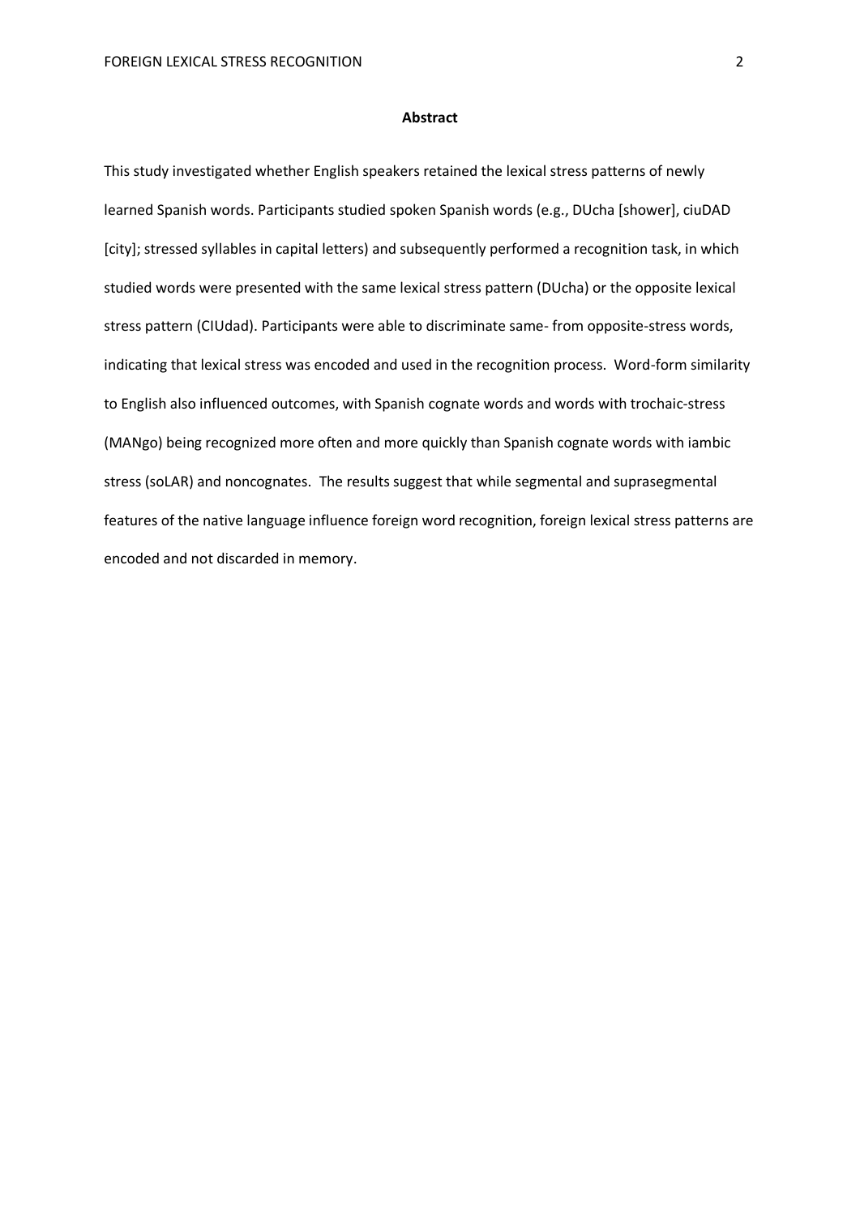## Abstract

This study investigated whether English speakers retained the lexical stress patterns of newly learned Spanish words. Participants studied spoken Spanish words (e.g., DUcha [shower], ciuDAD [city]; stressed syllables in capital letters) and subsequently performed a recognition task, in which studied words were presented with the same lexical stress pattern (DUcha) or the opposite lexical stress pattern (CIUdad). Participants were able to discriminate same- from opposite-stress words, indicating that lexical stress was encoded and used in the recognition process. Word-form similarity to English also influenced outcomes, with Spanish cognate words and words with trochaic-stress (MANgo) being recognized more often and more quickly than Spanish cognate words with iambic stress (soLAR) and noncognates. The results suggest that while segmental and suprasegmental features of the native language influence foreign word recognition, foreign lexical stress patterns are encoded and not discarded in memory.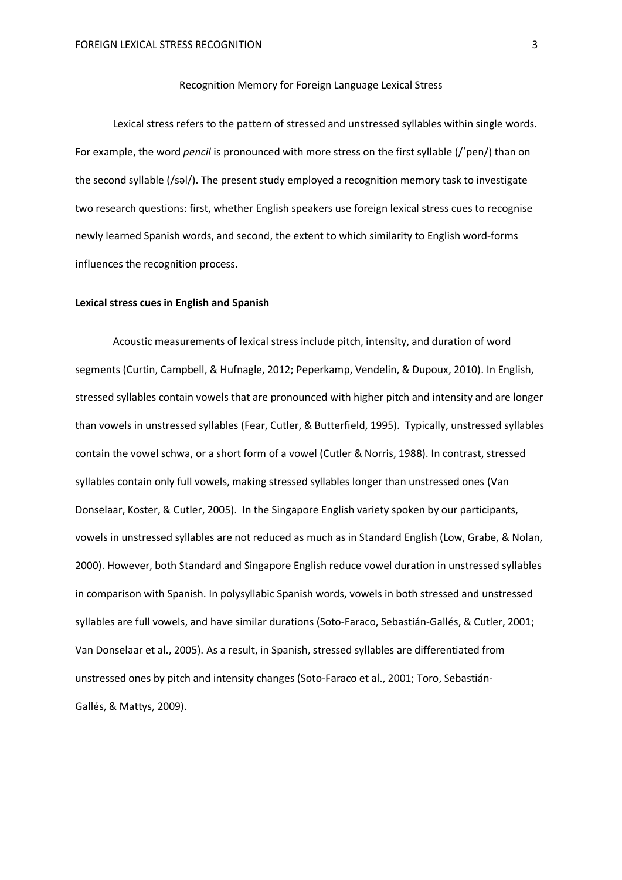# Recognition Memory for Foreign Language Lexical Stress

Lexical stress refers to the pattern of stressed and unstressed syllables within single words. For example, the word *pencil* is pronounced with more stress on the first syllable (/ˈpen/) than on the second syllable (/səl/). The present study employed a recognition memory task to investigate two research questions: first, whether English speakers use foreign lexical stress cues to recognise newly learned Spanish words, and second, the extent to which similarity to English word-forms influences the recognition process.

## Lexical stress cues in English and Spanish

Acoustic measurements of lexical stress include pitch, intensity, and duration of word segments (Curtin, Campbell, & Hufnagle, 2012; Peperkamp, Vendelin, & Dupoux, 2010). In English, stressed syllables contain vowels that are pronounced with higher pitch and intensity and are longer than vowels in unstressed syllables (Fear, Cutler, & Butterfield, 1995). Typically, unstressed syllables contain the vowel schwa, or a short form of a vowel (Cutler & Norris, 1988). In contrast, stressed syllables contain only full vowels, making stressed syllables longer than unstressed ones (Van Donselaar, Koster, & Cutler, 2005). In the Singapore English variety spoken by our participants, vowels in unstressed syllables are not reduced as much as in Standard English (Low, Grabe, & Nolan, 2000). However, both Standard and Singapore English reduce vowel duration in unstressed syllables in comparison with Spanish. In polysyllabic Spanish words, vowels in both stressed and unstressed syllables are full vowels, and have similar durations (Soto-Faraco, Sebastián-Gallés, & Cutler, 2001; Van Donselaar et al., 2005). As a result, in Spanish, stressed syllables are differentiated from unstressed ones by pitch and intensity changes (Soto-Faraco et al., 2001; Toro, Sebastián-Gallés, & Mattys, 2009).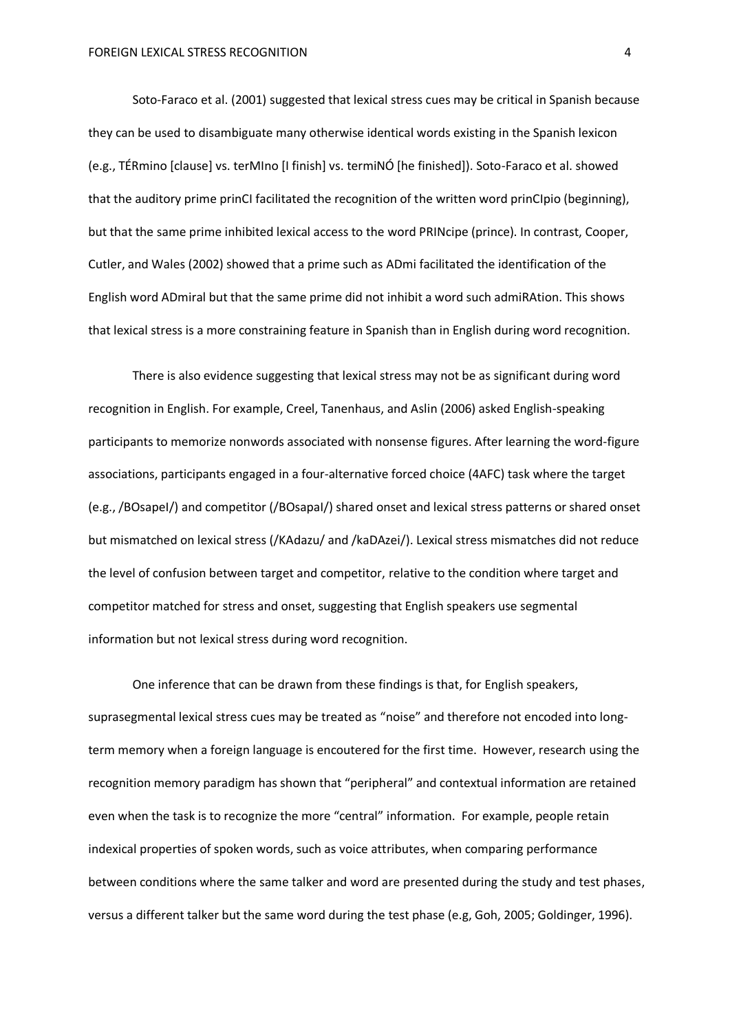Soto-Faraco et al. (2001) suggested that lexical stress cues may be critical in Spanish because they can be used to disambiguate many otherwise identical words existing in the Spanish lexicon (e.g., TÉRmino [clause] vs. terMIno [I finish] vs. termiNÓ [he finished]). Soto-Faraco et al. showed that the auditory prime prinCI facilitated the recognition of the written word prinCIpio (beginning), but that the same prime inhibited lexical access to the word PRINcipe (prince). In contrast, Cooper, Cutler, and Wales (2002) showed that a prime such as ADmi facilitated the identification of the English word ADmiral but that the same prime did not inhibit a word such admiRAtion. This shows that lexical stress is a more constraining feature in Spanish than in English during word recognition.

There is also evidence suggesting that lexical stress may not be as significant during word recognition in English. For example, Creel, Tanenhaus, and Aslin (2006) asked English-speaking participants to memorize nonwords associated with nonsense figures. After learning the word-figure associations, participants engaged in a four-alternative forced choice (4AFC) task where the target (e.g., /BOsapeI/) and competitor (/BOsapaI/) shared onset and lexical stress patterns or shared onset but mismatched on lexical stress (/KAdazu/ and /kaDAzei/). Lexical stress mismatches did not reduce the level of confusion between target and competitor, relative to the condition where target and competitor matched for stress and onset, suggesting that English speakers use segmental information but not lexical stress during word recognition.

One inference that can be drawn from these findings is that, for English speakers, suprasegmental lexical stress cues may be treated as "noise" and therefore not encoded into long-term memory when a foreign language is encoutered for the first time. However, research using the recognition memory paradigm has shown that "peripheral" and contextual information are retained even when the task is to recognize the more "central" information. For example, people retain indexical properties of spoken words, such as voice attributes, when comparing performance between conditions where the same talker and word are presented during the study and test phases, versus a different talker but the same word during the test phase (e.g, Goh, 2005; Goldinger, 1996).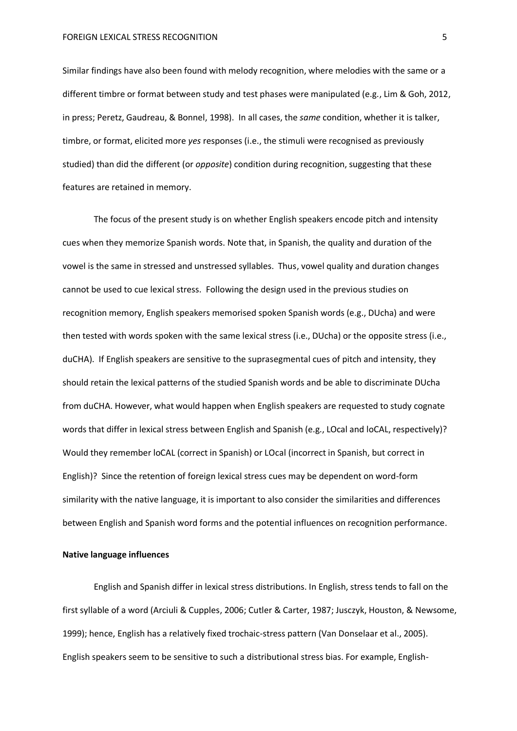Similar findings have also been found with melody recognition, where melodies with the same or a different timbre or format between study and test phases were manipulated (e.g., Lim & Goh, 2012, in press; Peretz, Gaudreau, & Bonnel, 1998). In all cases, the *same* condition, whether it is talker, timbre, or format, elicited more *yes* responses (i.e., the stimuli were recognised as previously studied) than did the different (or *opposite*) condition during recognition, suggesting that these features are retained in memory.

The focus of the present study is on whether English speakers encode pitch and intensity cues when they memorize Spanish words. Note that, in Spanish, the quality and duration of the vowel is the same in stressed and unstressed syllables. Thus, vowel quality and duration changes cannot be used to cue lexical stress. Following the design used in the previous studies on recognition memory, English speakers memorised spoken Spanish words (e.g., DUcha) and were then tested with words spoken with the same lexical stress (i.e., DUcha) or the opposite stress (i.e., duCHA). If English speakers are sensitive to the suprasegmental cues of pitch and intensity, they should retain the lexical patterns of the studied Spanish words and be able to discriminate DUcha from duCHA. However, what would happen when English speakers are requested to study cognate words that differ in lexical stress between English and Spanish (e.g., LOcal and loCAL, respectively)? Would they remember loCAL (correct in Spanish) or LOcal (incorrect in Spanish, but correct in English)? Since the retention of foreign lexical stress cues may be dependent on word-form similarity with the native language, it is important to also consider the similarities and differences between English and Spanish word forms and the potential influences on recognition performance.

**Native language influences**

English and Spanish differ in lexical stress distributions. In English, stress tends to fall on the first syllable of a word (Arciuli & Cupples, 2006; Cutler & Carter, 1987; Jusczyk, Houston, & Newsome, 1999); hence, English has a relatively fixed trochaic-stress pattern (Van Donselaar et al., 2005). English speakers seem to be sensitive to such a distributional stress bias. For example, English-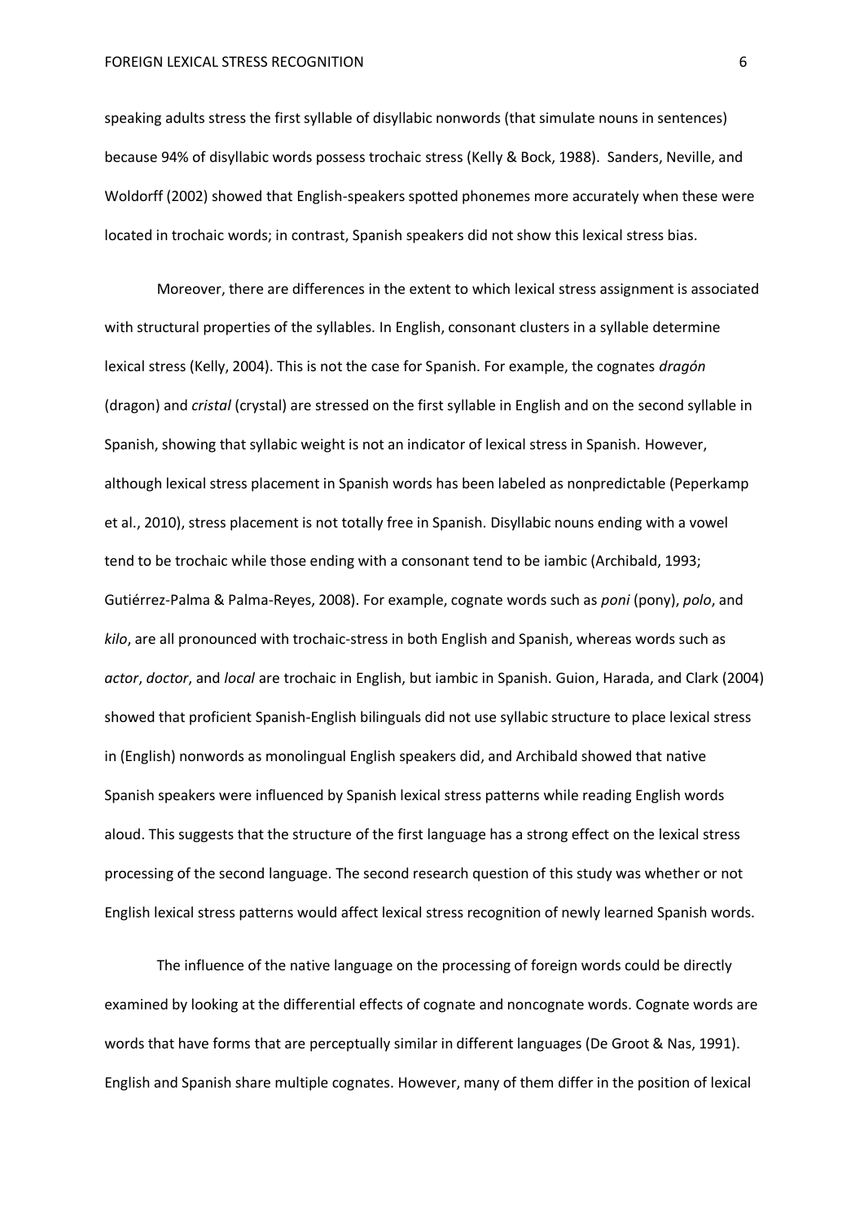speaking adults stress the first syllable of disyllabic nonwords (that simulate nouns in sentences) because 94% of disyllabic words possess trochaic stress (Kelly & Bock, 1988). Sanders, Neville, and Woldorff (2002) showed that English-speakers spotted phonemes more accurately when these were located in trochaic words; in contrast, Spanish speakers did not show this lexical stress bias.

Moreover, there are differences in the extent to which lexical stress assignment is associated with structural properties of the syllables. In English, consonant clusters in a syllable determine lexical stress (Kelly, 2004). This is not the case for Spanish. For example, the cognates *dragón* (dragon) and *cristal* (crystal) are stressed on the first syllable in English and on the second syllable in Spanish, showing that syllabic weight is not an indicator of lexical stress in Spanish. However, although lexical stress placement in Spanish words has been labeled as nonpredictable (Peperkamp et al., 2010), stress placement is not totally free in Spanish. Disyllabic nouns ending with a vowel tend to be trochaic while those ending with a consonant tend to be iambic (Archibald, 1993; Gutiérrez-Palma & Palma-Reyes, 2008). For example, cognate words such as *poni* (pony), *polo*, and *kilo*, are all pronounced with trochaic-stress in both English and Spanish, whereas words such as *actor*, *doctor*, and *local* are trochaic in English, but iambic in Spanish. Guion, Harada, and Clark (2004) showed that proficient Spanish-English bilinguals did not use syllabic structure to place lexical stress in (English) nonwords as monolingual English speakers did, and Archibald showed that native Spanish speakers were influenced by Spanish lexical stress patterns while reading English words aloud. This suggests that the structure of the first language has a strong effect on the lexical stress processing of the second language. The second research question of this study was whether or not English lexical stress patterns would affect lexical stress recognition of newly learned Spanish words.

The influence of the native language on the processing of foreign words could be directly examined by looking at the differential effects of cognate and noncognate words. Cognate words are words that have forms that are perceptually similar in different languages (De Groot & Nas, 1991). English and Spanish share multiple cognates. However, many of them differ in the position of lexical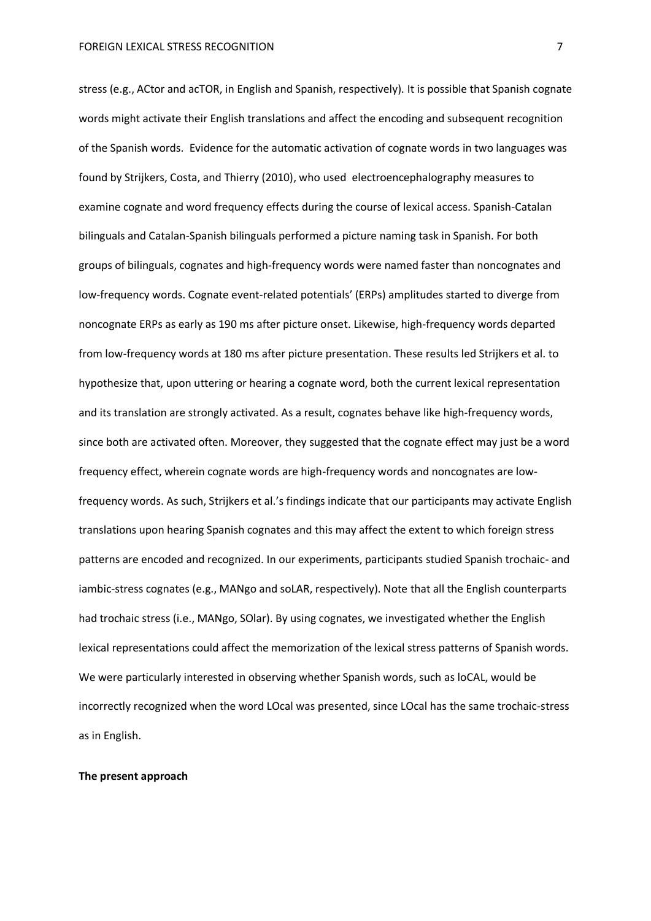stress (e.g., ACtor and acTOR, in English and Spanish, respectively). It is possible that Spanish cognate words might activate their English translations and affect the encoding and subsequent recognition of the Spanish words. Evidence for the automatic activation of cognate words in two languages was found by Strijkers, Costa, and Thierry (2010), who used electroencephalography measures to examine cognate and word frequency effects during the course of lexical access. Spanish-Catalan bilinguals and Catalan-Spanish bilinguals performed a picture naming task in Spanish. For both groups of bilinguals, cognates and high-frequency words were named faster than noncognates and low-frequency words. Cognate event-related potentials' (ERPs) amplitudes started to diverge from noncognate ERPs as early as 190 ms after picture onset. Likewise, high-frequency words departed from low-frequency words at 180 ms after picture presentation. These results led Strijkers et al. to hypothesize that, upon uttering or hearing a cognate word, both the current lexical representation and its translation are strongly activated. As a result, cognates behave like high-frequency words, since both are activated often. Moreover, they suggested that the cognate effect may just be a word frequency effect, wherein cognate words are high-frequency words and noncognates are low-frequency words. As such, Strijkers et al.'s findings indicate that our participants may activate English translations upon hearing Spanish cognates and this may affect the extent to which foreign stress patterns are encoded and recognized. In our experiments, participants studied Spanish trochaic- and iambic-stress cognates (e.g., MANgo and soLAR, respectively). Note that all the English counterparts had trochaic stress (i.e., MANgo, SOlar). By using cognates, we investigated whether the English lexical representations could affect the memorization of the lexical stress patterns of Spanish words. We were particularly interested in observing whether Spanish words, such as loCAL, would be incorrectly recognized when the word LOcal was presented, since LOcal has the same trochaic-stress as in English.

**The present approach**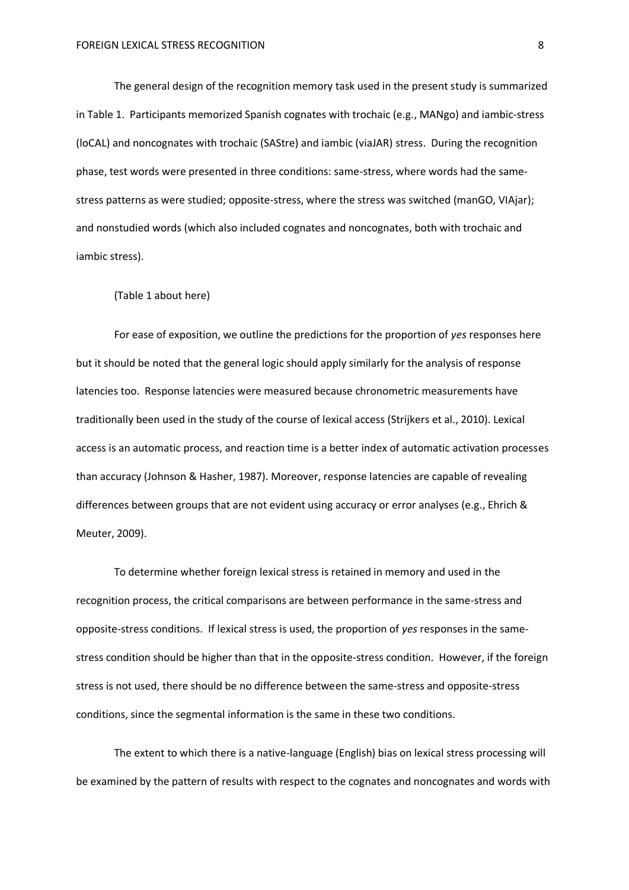The general design of the recognition memory task used in the present study is summarized in Table 1. Participants memorized Spanish cognates with trochaic (e.g., MANgo) and iambic-stress (loCAL) and noncognates with trochaic (SAStre) and iambic (viaJAR) stress. During the recognition phase, test words were presented in three conditions: same-stress, where words had the same-stress patterns as were studied; opposite-stress, where the stress was switched (manGO, VIAjar); and nonstudied words (which also included cognates and noncognates, both with trochaic and iambic stress).

(Table 1 about here)

For ease of exposition, we outline the predictions for the proportion of *yes* responses here but it should be noted that the general logic should apply similarly for the analysis of response latencies too. Response latencies were measured because chronometric measurements have traditionally been used in the study of the course of lexical access (Strijkers et al., 2010). Lexical access is an automatic process, and reaction time is a better index of automatic activation processes than accuracy (Johnson & Hasher, 1987). Moreover, response latencies are capable of revealing differences between groups that are not evident using accuracy or error analyses (e.g., Ehrich & Meuter, 2009).

To determine whether foreign lexical stress is retained in memory and used in the recognition process, the critical comparisons are between performance in the same-stress and opposite-stress conditions. If lexical stress is used, the proportion of *yes* responses in the same-stress condition should be higher than that in the opposite-stress condition. However, if the foreign stress is not used, there should be no difference between the same-stress and opposite-stress conditions, since the segmental information is the same in these two conditions.

The extent to which there is a native-language (English) bias on lexical stress processing will be examined by the pattern of results with respect to the cognates and noncognates and words with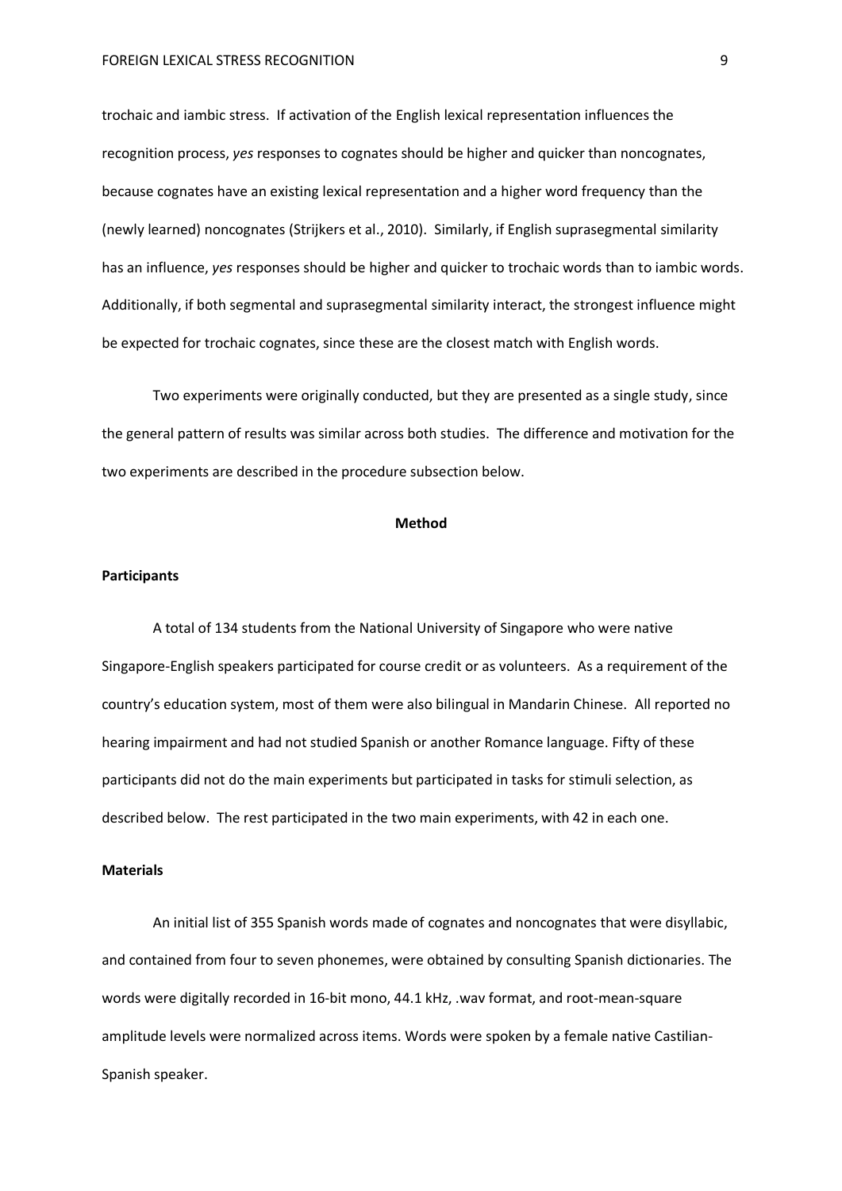trochaic and iambic stress. If activation of the English lexical representation influences the recognition process, *yes* responses to cognates should be higher and quicker than noncognates, because cognates have an existing lexical representation and a higher word frequency than the (newly learned) noncognates (Strijkers et al., 2010). Similarly, if English suprasegmental similarity has an influence, *yes* responses should be higher and quicker to trochaic words than to iambic words. Additionally, if both segmental and suprasegmental similarity interact, the strongest influence might be expected for trochaic cognates, since these are the closest match with English words.

Two experiments were originally conducted, but they are presented as a single study, since the general pattern of results was similar across both studies. The difference and motivation for the two experiments are described in the procedure subsection below.

## Method

### Participants

A total of 134 students from the National University of Singapore who were native Singapore-English speakers participated for course credit or as volunteers. As a requirement of the country's education system, most of them were also bilingual in Mandarin Chinese. All reported no hearing impairment and had not studied Spanish or another Romance language. Fifty of these participants did not do the main experiments but participated in tasks for stimuli selection, as described below. The rest participated in the two main experiments, with 42 in each one.

### Materials

An initial list of 355 Spanish words made of cognates and noncognates that were disyllabic, and contained from four to seven phonemes, were obtained by consulting Spanish dictionaries. The words were digitally recorded in 16-bit mono, 44.1 kHz, .wav format, and root-mean-square amplitude levels were normalized across items. Words were spoken by a female native Castilian-Spanish speaker.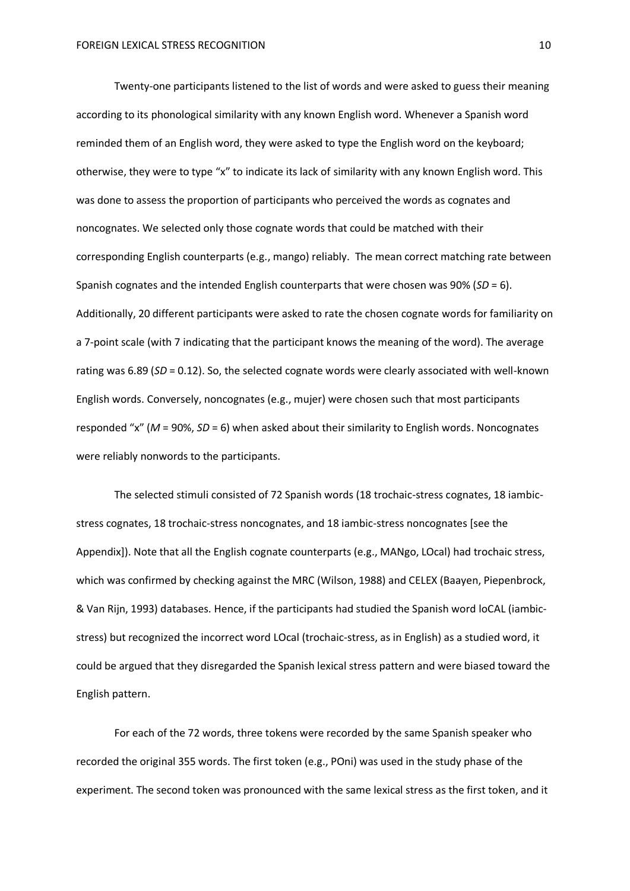Twenty-one participants listened to the list of words and were asked to guess their meaning according to its phonological similarity with any known English word. Whenever a Spanish word reminded them of an English word, they were asked to type the English word on the keyboard; otherwise, they were to type "x" to indicate its lack of similarity with any known English word. This was done to assess the proportion of participants who perceived the words as cognates and noncognates. We selected only those cognate words that could be matched with their corresponding English counterparts (e.g., mango) reliably. The mean correct matching rate between Spanish cognates and the intended English counterparts that were chosen was 90% (*SD* = 6). Additionally, 20 different participants were asked to rate the chosen cognate words for familiarity on a 7-point scale (with 7 indicating that the participant knows the meaning of the word). The average rating was 6.89 (*SD* = 0.12). So, the selected cognate words were clearly associated with well-known English words. Conversely, noncognates (e.g., mujer) were chosen such that most participants responded "x" (*M* = 90%, *SD* = 6) when asked about their similarity to English words. Noncognates were reliably nonwords to the participants.

The selected stimuli consisted of 72 Spanish words (18 trochaic-stress cognates, 18 iambic-stress cognates, 18 trochaic-stress noncognates, and 18 iambic-stress noncognates [see the Appendix]). Note that all the English cognate counterparts (e.g., MANgo, LOcal) had trochaic stress, which was confirmed by checking against the MRC (Wilson, 1988) and CELEX (Baayen, Piepenbrock, & Van Rijn, 1993) databases. Hence, if the participants had studied the Spanish word loCAL (iambic-stress) but recognized the incorrect word LOcal (trochaic-stress, as in English) as a studied word, it could be argued that they disregarded the Spanish lexical stress pattern and were biased toward the English pattern.

For each of the 72 words, three tokens were recorded by the same Spanish speaker who recorded the original 355 words. The first token (e.g., POni) was used in the study phase of the experiment. The second token was pronounced with the same lexical stress as the first token, and it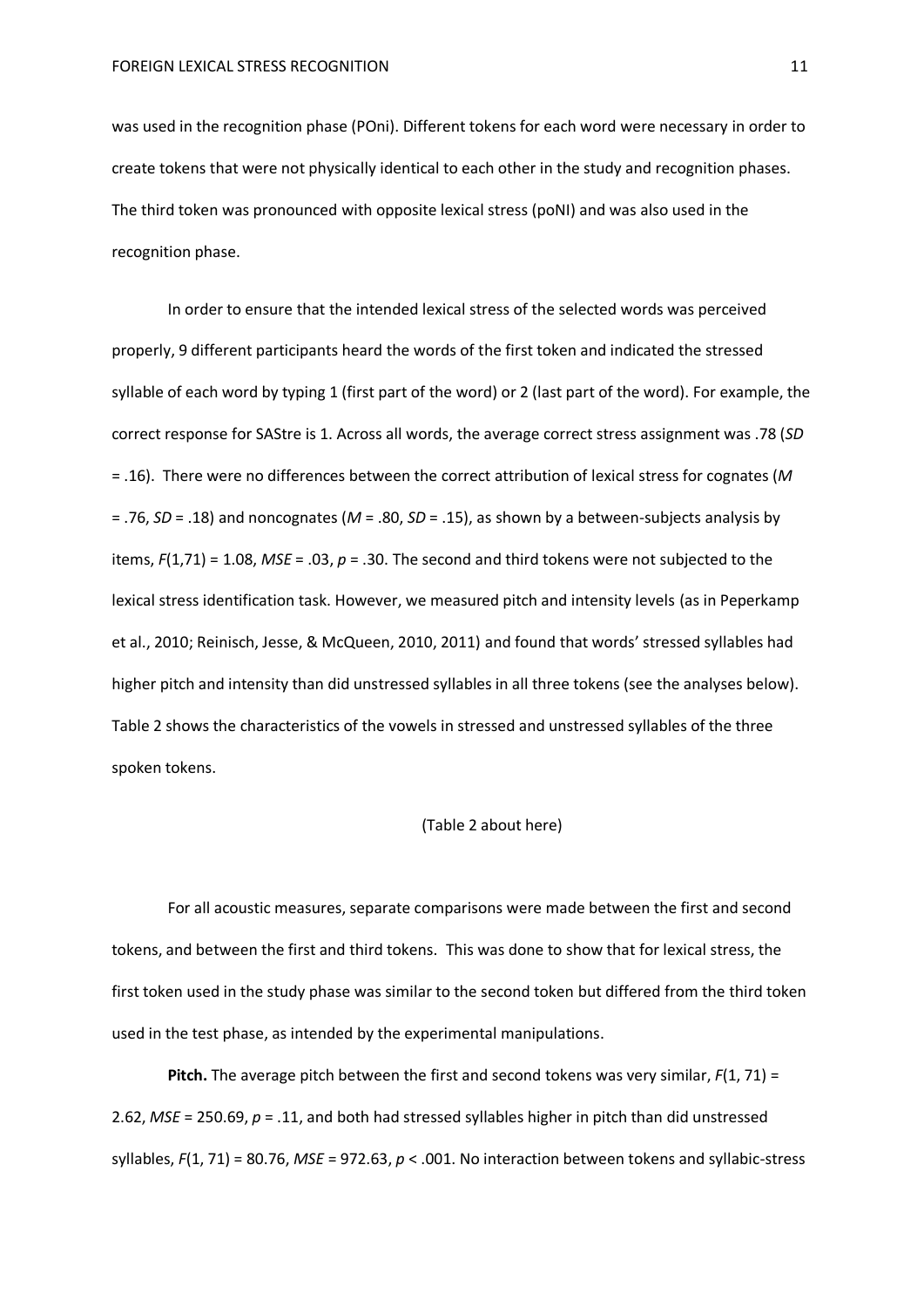was used in the recognition phase (POni). Different tokens for each word were necessary in order to create tokens that were not physically identical to each other in the study and recognition phases. The third token was pronounced with opposite lexical stress (poNI) and was also used in the recognition phase.

In order to ensure that the intended lexical stress of the selected words was perceived properly, 9 different participants heard the words of the first token and indicated the stressed syllable of each word by typing 1 (first part of the word) or 2 (last part of the word). For example, the correct response for SAStre is 1. Across all words, the average correct stress assignment was .78 (*SD* = .16). There were no differences between the correct attribution of lexical stress for cognates (*M* = .76, *SD* = .18) and noncognates (*M* = .80, *SD* = .15), as shown by a between-subjects analysis by items, $F(1,71) = 1.08$, $MSE = .03$, $p = .30$. The second and third tokens were not subjected to the lexical stress identification task. However, we measured pitch and intensity levels (as in Peperkamp et al., 2010; Reinisch, Jesse, & McQueen, 2010, 2011) and found that words' stressed syllables had higher pitch and intensity than did unstressed syllables in all three tokens (see the analyses below). Table 2 shows the characteristics of the vowels in stressed and unstressed syllables of the three spoken tokens.

(Table 2 about here)

For all acoustic measures, separate comparisons were made between the first and second tokens, and between the first and third tokens. This was done to show that for lexical stress, the first token used in the study phase was similar to the second token but differed from the third token used in the test phase, as intended by the experimental manipulations.

**Pitch.** The average pitch between the first and second tokens was very similar, $F(1, 71) = 2.62$, $MSE = 250.69$, $p = .11$, and both had stressed syllables higher in pitch than did unstressed syllables, $F(1, 71) = 80.76$, $MSE = 972.63$, $p < .001$. No interaction between tokens and syllabic-stress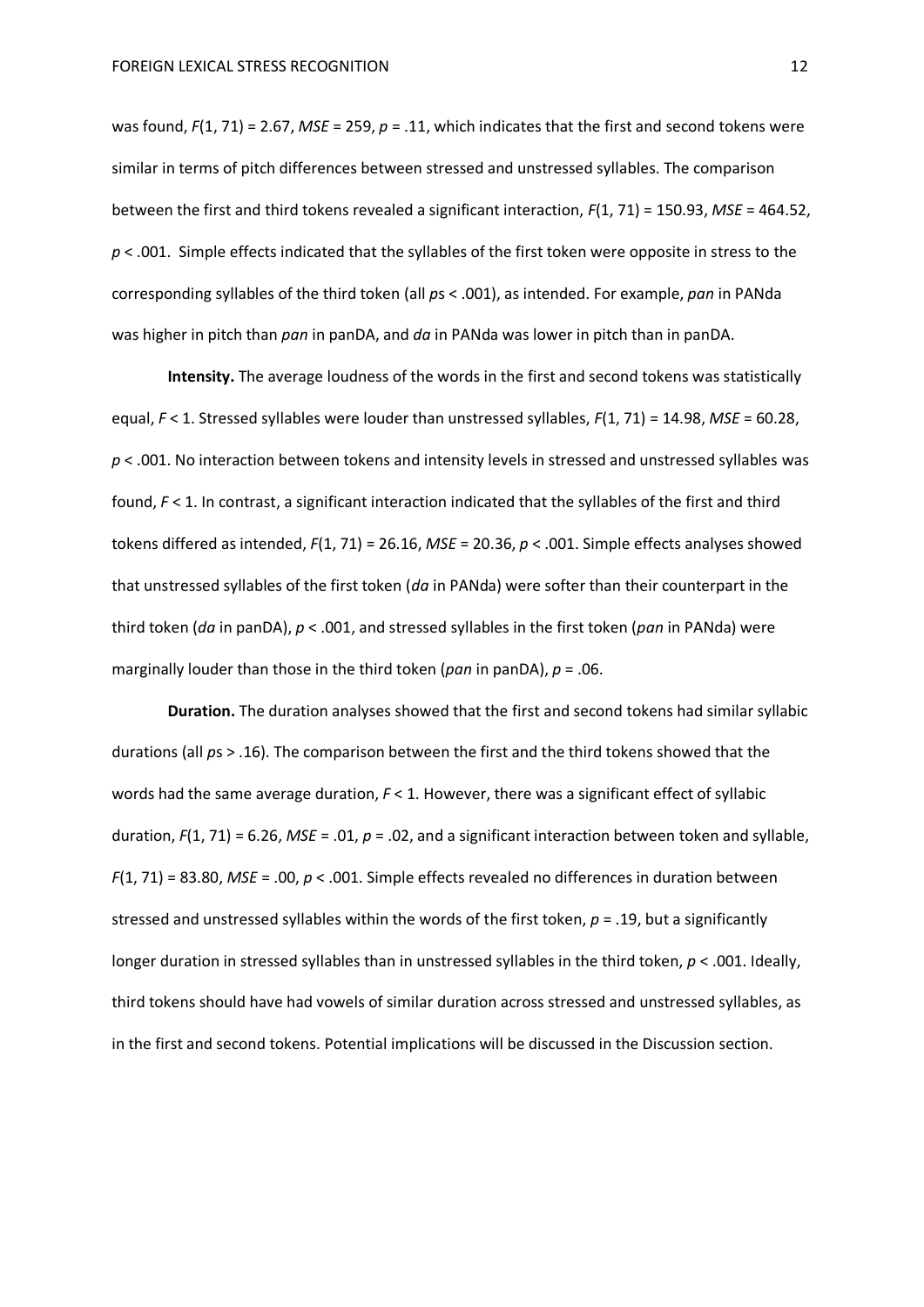was found, $F(1, 71) = 2.67$, $MSE = 259$, $p = .11$, which indicates that the first and second tokens were similar in terms of pitch differences between stressed and unstressed syllables. The comparison between the first and third tokens revealed a significant interaction, $F(1, 71) = 150.93$, $MSE = 464.52$, $p < .001$. Simple effects indicated that the syllables of the first token were opposite in stress to the corresponding syllables of the third token (all $p$s $< .001$), as intended. For example, *pan* in PANda was higher in pitch than *pan* in panDA, and *da* in PANda was lower in pitch than in panDA.

**Intensity.** The average loudness of the words in the first and second tokens was statistically equal, $F < 1$. Stressed syllables were louder than unstressed syllables, $F(1, 71) = 14.98$, $MSE = 60.28$, $p < .001$. No interaction between tokens and intensity levels in stressed and unstressed syllables was found, $F < 1$. In contrast, a significant interaction indicated that the syllables of the first and third tokens differed as intended, $F(1, 71) = 26.16$, $MSE = 20.36$, $p < .001$. Simple effects analyses showed that unstressed syllables of the first token (*da* in PANda) were softer than their counterpart in the third token (*da* in panDA), $p < .001$, and stressed syllables in the first token (*pan* in PANda) were marginally louder than those in the third token (*pan* in panDA), $p = .06$.

**Duration.** The duration analyses showed that the first and second tokens had similar syllabic durations (all $p$s $> .16$). The comparison between the first and the third tokens showed that the words had the same average duration, $F < 1$. However, there was a significant effect of syllabic duration, $F(1, 71) = 6.26$, $MSE = .01$, $p = .02$, and a significant interaction between token and syllable, $F(1, 71) = 83.80$, $MSE = .00$, $p < .001$. Simple effects revealed no differences in duration between stressed and unstressed syllables within the words of the first token, $p = .19$, but a significantly longer duration in stressed syllables than in unstressed syllables in the third token, $p < .001$. Ideally, third tokens should have had vowels of similar duration across stressed and unstressed syllables, as in the first and second tokens. Potential implications will be discussed in the Discussion section.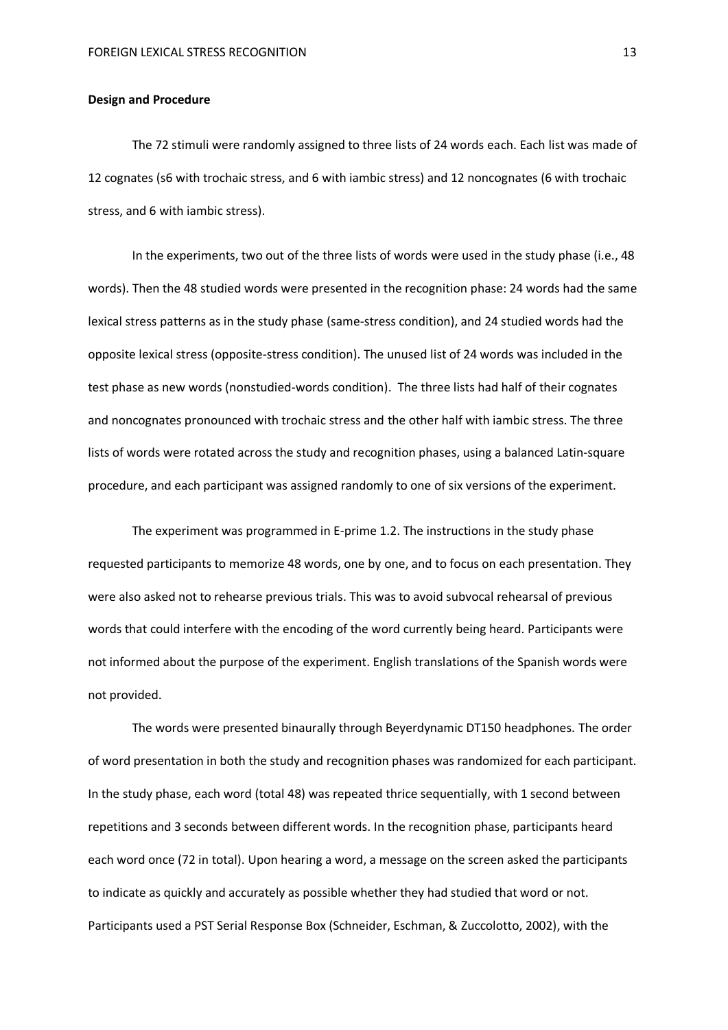**Design and Procedure**

The 72 stimuli were randomly assigned to three lists of 24 words each. Each list was made of 12 cognates (s6 with trochaic stress, and 6 with iambic stress) and 12 noncognates (6 with trochaic stress, and 6 with iambic stress).

In the experiments, two out of the three lists of words were used in the study phase (i.e., 48 words). Then the 48 studied words were presented in the recognition phase: 24 words had the same lexical stress patterns as in the study phase (same-stress condition), and 24 studied words had the opposite lexical stress (opposite-stress condition). The unused list of 24 words was included in the test phase as new words (nonstudied-words condition). The three lists had half of their cognates and noncognates pronounced with trochaic stress and the other half with iambic stress. The three lists of words were rotated across the study and recognition phases, using a balanced Latin-square procedure, and each participant was assigned randomly to one of six versions of the experiment.

The experiment was programmed in E-prime 1.2. The instructions in the study phase requested participants to memorize 48 words, one by one, and to focus on each presentation. They were also asked not to rehearse previous trials. This was to avoid subvocal rehearsal of previous words that could interfere with the encoding of the word currently being heard. Participants were not informed about the purpose of the experiment. English translations of the Spanish words were not provided.

The words were presented binaurally through Beyerdynamic DT150 headphones. The order of word presentation in both the study and recognition phases was randomized for each participant. In the study phase, each word (total 48) was repeated thrice sequentially, with 1 second between repetitions and 3 seconds between different words. In the recognition phase, participants heard each word once (72 in total). Upon hearing a word, a message on the screen asked the participants to indicate as quickly and accurately as possible whether they had studied that word or not. Participants used a PST Serial Response Box (Schneider, Eschman, & Zuccolotto, 2002), with the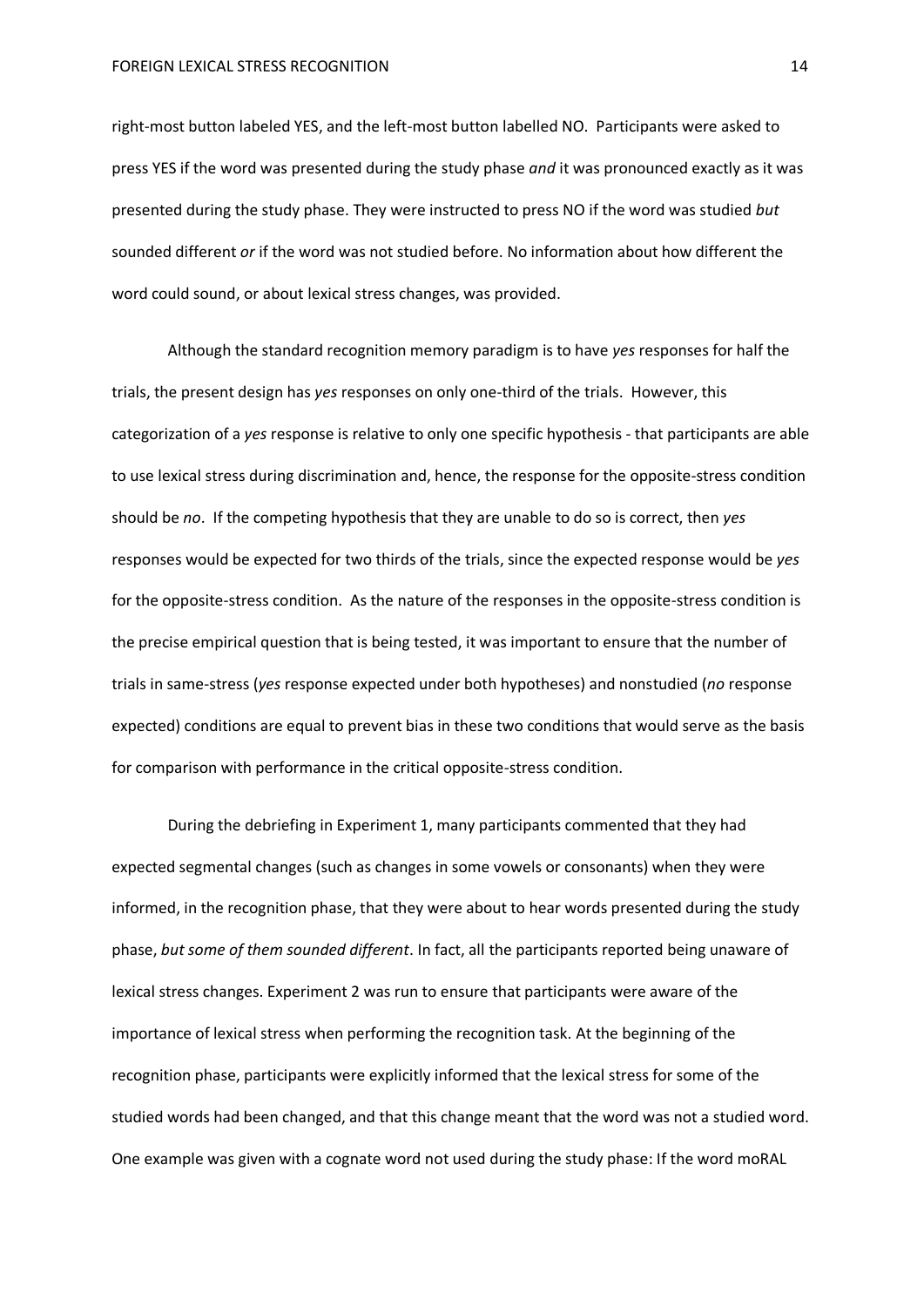right-most button labeled YES, and the left-most button labelled NO. Participants were asked to press YES if the word was presented during the study phase *and* it was pronounced exactly as it was presented during the study phase. They were instructed to press NO if the word was studied *but* sounded different *or* if the word was not studied before. No information about how different the word could sound, or about lexical stress changes, was provided.

Although the standard recognition memory paradigm is to have *yes* responses for half the trials, the present design has *yes* responses on only one-third of the trials. However, this categorization of a *yes* response is relative to only one specific hypothesis - that participants are able to use lexical stress during discrimination and, hence, the response for the opposite-stress condition should be *no*. If the competing hypothesis that they are unable to do so is correct, then *yes* responses would be expected for two thirds of the trials, since the expected response would be *yes* for the opposite-stress condition. As the nature of the responses in the opposite-stress condition is the precise empirical question that is being tested, it was important to ensure that the number of trials in same-stress (*yes* response expected under both hypotheses) and nonstudied (*no* response expected) conditions are equal to prevent bias in these two conditions that would serve as the basis for comparison with performance in the critical opposite-stress condition.

During the debriefing in Experiment 1, many participants commented that they had expected segmental changes (such as changes in some vowels or consonants) when they were informed, in the recognition phase, that they were about to hear words presented during the study phase, *but some of them sounded different*. In fact, all the participants reported being unaware of lexical stress changes. Experiment 2 was run to ensure that participants were aware of the importance of lexical stress when performing the recognition task. At the beginning of the recognition phase, participants were explicitly informed that the lexical stress for some of the studied words had been changed, and that this change meant that the word was not a studied word. One example was given with a cognate word not used during the study phase: If the word moRAL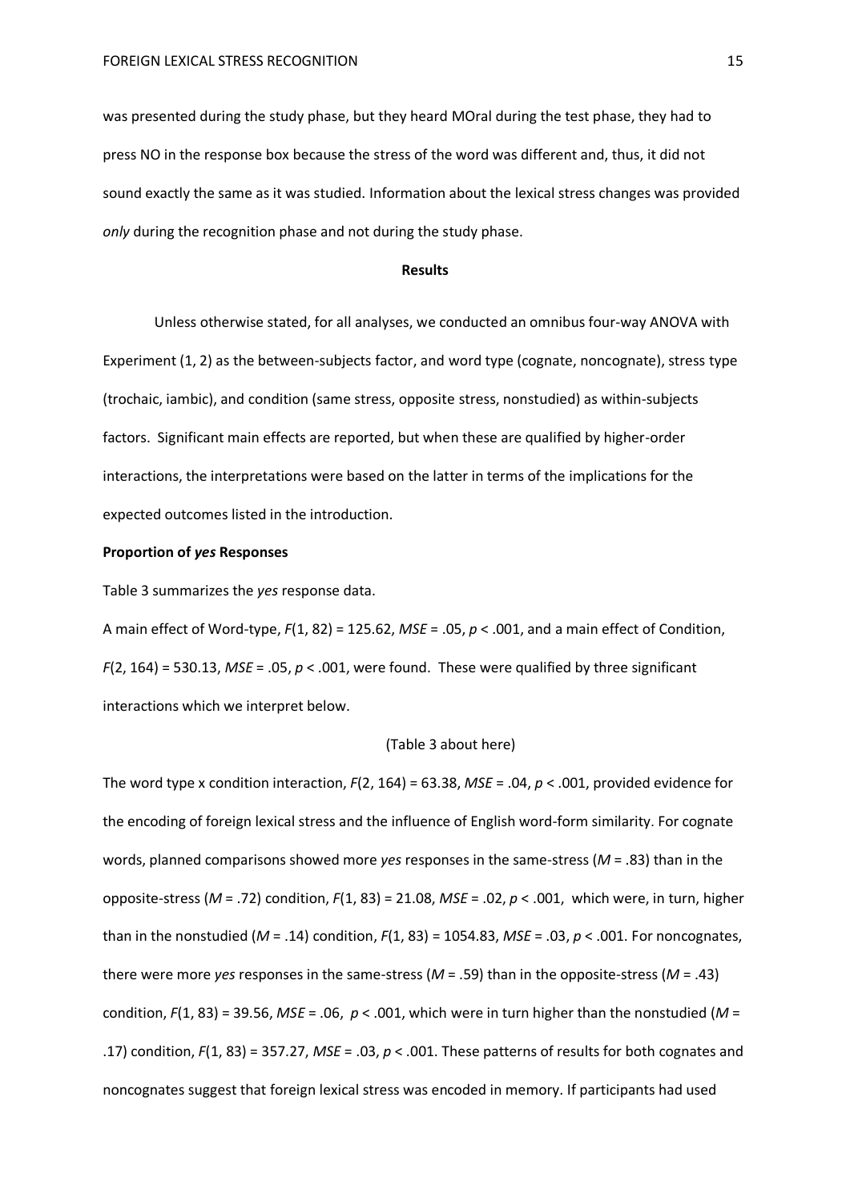was presented during the study phase, but they heard MOral during the test phase, they had to press NO in the response box because the stress of the word was different and, thus, it did not sound exactly the same as it was studied. Information about the lexical stress changes was provided *only* during the recognition phase and not during the study phase.

## Results

Unless otherwise stated, for all analyses, we conducted an omnibus four-way ANOVA with Experiment (1, 2) as the between-subjects factor, and word type (cognate, noncognate), stress type (trochaic, iambic), and condition (same stress, opposite stress, nonstudied) as within-subjects factors. Significant main effects are reported, but when these are qualified by higher-order interactions, the interpretations were based on the latter in terms of the implications for the expected outcomes listed in the introduction.

### Proportion of *yes* Responses

Table 3 summarizes the *yes* response data.

A main effect of Word-type, $F(1, 82) = 125.62$, $MSE = .05$, $p < .001$, and a main effect of Condition, $F(2, 164) = 530.13$, $MSE = .05$, $p < .001$, were found. These were qualified by three significant interactions which we interpret below.

(Table 3 about here)

The word type x condition interaction, $F(2, 164) = 63.38$, $MSE = .04$, $p < .001$, provided evidence for the encoding of foreign lexical stress and the influence of English word-form similarity. For cognate words, planned comparisons showed more *yes* responses in the same-stress ($M = .83$) than in the opposite-stress ($M = .72$) condition, $F(1, 83) = 21.08$, $MSE = .02$, $p < .001$, which were, in turn, higher than in the nonstudied ($M = .14$) condition, $F(1, 83) = 1054.83$, $MSE = .03$, $p < .001$. For noncognates, there were more *yes* responses in the same-stress ($M = .59$) than in the opposite-stress ($M = .43$) condition, $F(1, 83) = 39.56$, $MSE = .06$, $p < .001$, which were in turn higher than the nonstudied ($M = .17$) condition, $F(1, 83) = 357.27$, $MSE = .03$, $p < .001$. These patterns of results for both cognates and noncognates suggest that foreign lexical stress was encoded in memory. If participants had used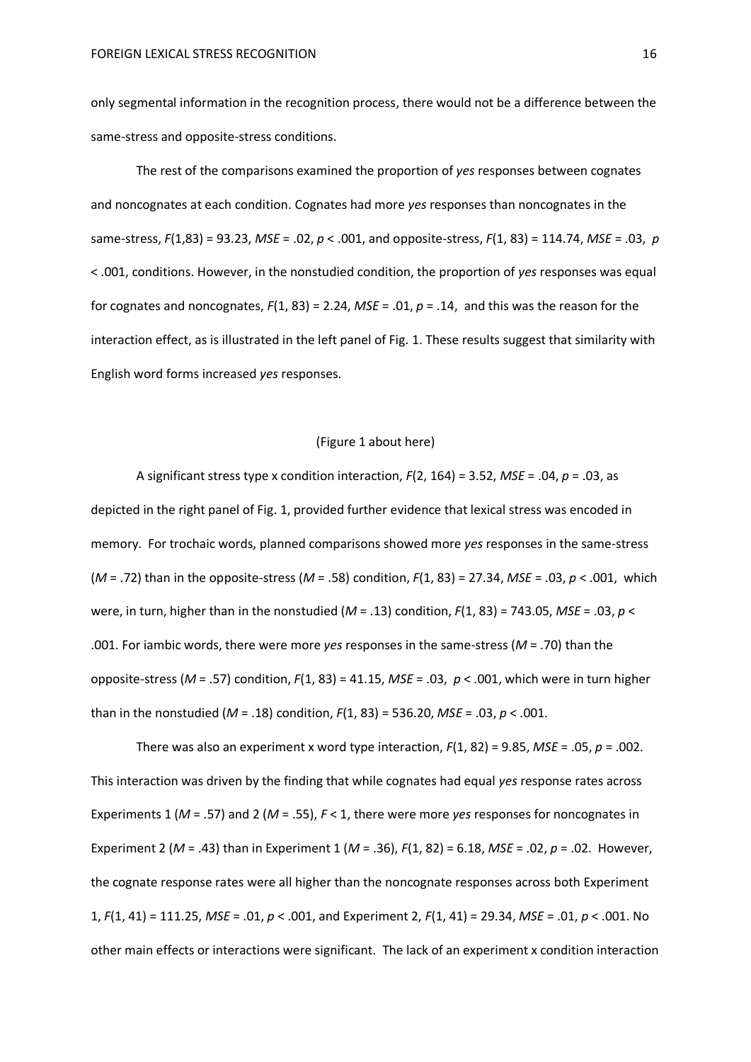only segmental information in the recognition process, there would not be a difference between the same-stress and opposite-stress conditions.

The rest of the comparisons examined the proportion of *yes* responses between cognates and noncognates at each condition. Cognates had more *yes* responses than noncognates in the same-stress, $F(1,83) = 93.23$, $MSE = .02$, $p < .001$, and opposite-stress, $F(1, 83) = 114.74$, $MSE = .03$, $p < .001$, conditions. However, in the nonstudied condition, the proportion of *yes* responses was equal for cognates and noncognates, $F(1, 83) = 2.24$, $MSE = .01$, $p = .14$, and this was the reason for the interaction effect, as is illustrated in the left panel of Fig. 1. These results suggest that similarity with English word forms increased *yes* responses.

(Figure 1 about here)

A significant stress type x condition interaction, $F(2, 164) = 3.52$, $MSE = .04$, $p = .03$, as depicted in the right panel of Fig. 1, provided further evidence that lexical stress was encoded in memory. For trochaic words, planned comparisons showed more *yes* responses in the same-stress ($M = .72$) than in the opposite-stress ($M = .58$) condition, $F(1, 83) = 27.34$, $MSE = .03$, $p < .001$, which were, in turn, higher than in the nonstudied ($M = .13$) condition, $F(1, 83) = 743.05$, $MSE = .03$, $p < .001$. For iambic words, there were more *yes* responses in the same-stress ($M = .70$) than the opposite-stress ($M = .57$) condition, $F(1, 83) = 41.15$, $MSE = .03$, $p < .001$, which were in turn higher than in the nonstudied ($M = .18$) condition, $F(1, 83) = 536.20$, $MSE = .03$, $p < .001$.

There was also an experiment x word type interaction, $F(1, 82) = 9.85$, $MSE = .05$, $p = .002$. This interaction was driven by the finding that while cognates had equal *yes* response rates across Experiments 1 ($M = .57$) and 2 ($M = .55$), $F < 1$, there were more *yes* responses for noncognates in Experiment 2 ($M = .43$) than in Experiment 1 ($M = .36$), $F(1, 82) = 6.18$, $MSE = .02$, $p = .02$. However, the cognate response rates were all higher than the noncognate responses across both Experiment 1, $F(1, 41) = 111.25$, $MSE = .01$, $p < .001$, and Experiment 2, $F(1, 41) = 29.34$, $MSE = .01$, $p < .001$. No other main effects or interactions were significant. The lack of an experiment x condition interaction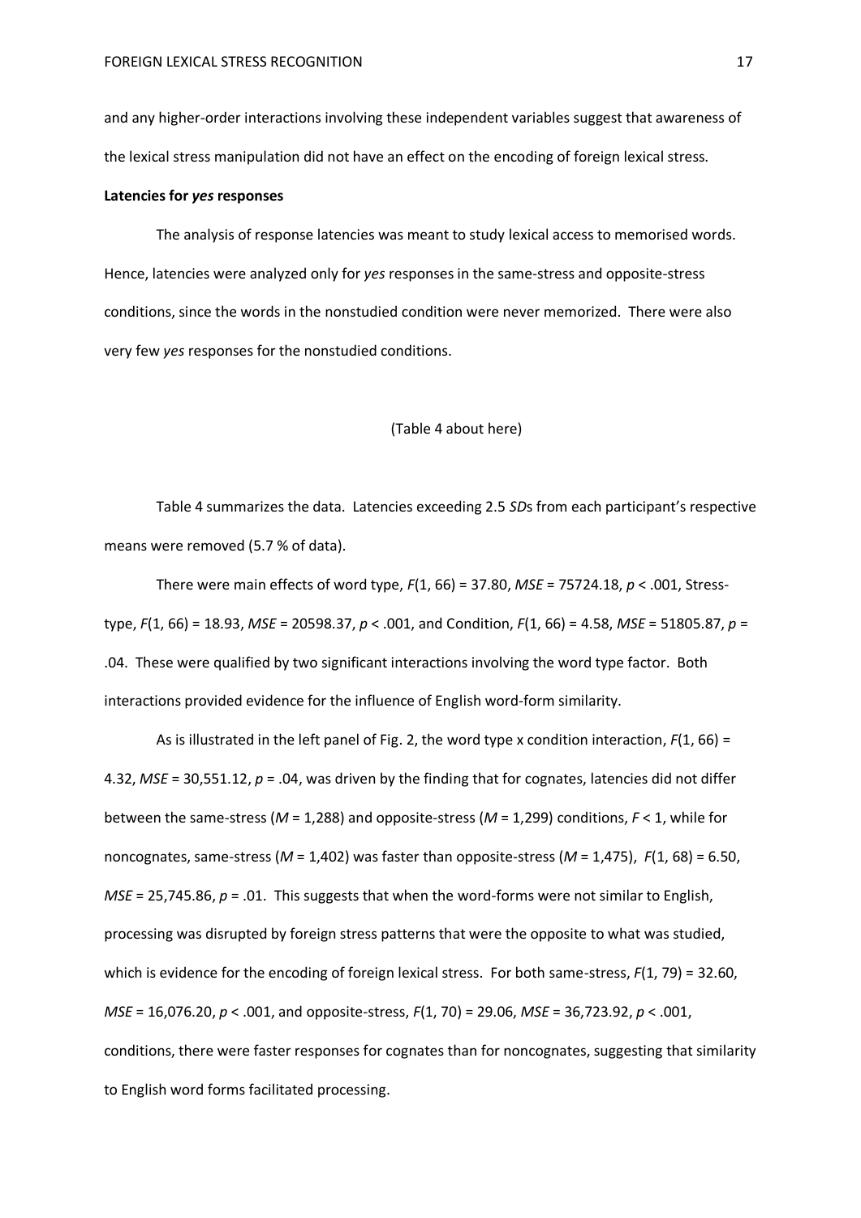and any higher-order interactions involving these independent variables suggest that awareness of the lexical stress manipulation did not have an effect on the encoding of foreign lexical stress.

**Latencies for *yes* responses**

The analysis of response latencies was meant to study lexical access to memorised words. Hence, latencies were analyzed only for *yes* responses in the same-stress and opposite-stress conditions, since the words in the nonstudied condition were never memorized. There were also very few *yes* responses for the nonstudied conditions.

(Table 4 about here)

Table 4 summarizes the data. Latencies exceeding 2.5 *SD*s from each participant's respective means were removed (5.7 % of data).

There were main effects of word type, $F(1, 66) = 37.80$, $MSE = 75724.18$, $p < .001$, Stress-type, $F(1, 66) = 18.93$, $MSE = 20598.37$, $p < .001$, and Condition, $F(1, 66) = 4.58$, $MSE = 51805.87$, $p = .04$. These were qualified by two significant interactions involving the word type factor. Both interactions provided evidence for the influence of English word-form similarity.

As is illustrated in the left panel of Fig. 2, the word type x condition interaction, $F(1, 66) = 4.32$, $MSE = 30{,}551.12$, $p = .04$, was driven by the finding that for cognates, latencies did not differ between the same-stress ($M = 1{,}288$) and opposite-stress ($M = 1{,}299$) conditions, $F < 1$, while for noncognates, same-stress ($M = 1{,}402$) was faster than opposite-stress ($M = 1{,}475$), $F(1, 68) = 6.50$, $MSE = 25{,}745.86$, $p = .01$. This suggests that when the word-forms were not similar to English, processing was disrupted by foreign stress patterns that were the opposite to what was studied, which is evidence for the encoding of foreign lexical stress. For both same-stress, $F(1, 79) = 32.60$, $MSE = 16{,}076.20$, $p < .001$, and opposite-stress, $F(1, 70) = 29.06$, $MSE = 36{,}723.92$, $p < .001$, conditions, there were faster responses for cognates than for noncognates, suggesting that similarity to English word forms facilitated processing.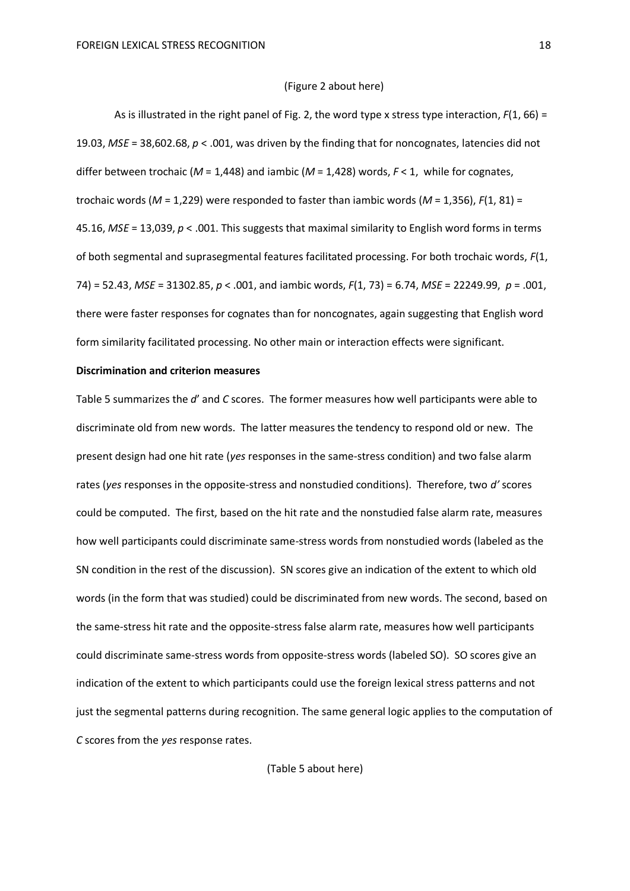(Figure 2 about here)

As is illustrated in the right panel of Fig. 2, the word type x stress type interaction, $F(1, 66) = 19.03$, $MSE = 38{,}602.68$, $p < .001$, was driven by the finding that for noncognates, latencies did not differ between trochaic ($M = 1{,}448$) and iambic ($M = 1{,}428$) words, $F < 1$, while for cognates, trochaic words ($M = 1{,}229$) were responded to faster than iambic words ($M = 1{,}356$), $F(1, 81) = 45.16$, $MSE = 13{,}039$, $p < .001$. This suggests that maximal similarity to English word forms in terms of both segmental and suprasegmental features facilitated processing. For both trochaic words, $F(1, 74) = 52.43$, $MSE = 31302.85$, $p < .001$, and iambic words, $F(1, 73) = 6.74$, $MSE = 22249.99$, $p = .001$, there were faster responses for cognates than for noncognates, again suggesting that English word form similarity facilitated processing. No other main or interaction effects were significant.

**Discrimination and criterion measures**

Table 5 summarizes the *d'* and *C* scores. The former measures how well participants were able to discriminate old from new words. The latter measures the tendency to respond old or new. The present design had one hit rate (*yes* responses in the same-stress condition) and two false alarm rates (*yes* responses in the opposite-stress and nonstudied conditions). Therefore, two *d'* scores could be computed. The first, based on the hit rate and the nonstudied false alarm rate, measures how well participants could discriminate same-stress words from nonstudied words (labeled as the SN condition in the rest of the discussion). SN scores give an indication of the extent to which old words (in the form that was studied) could be discriminated from new words. The second, based on the same-stress hit rate and the opposite-stress false alarm rate, measures how well participants could discriminate same-stress words from opposite-stress words (labeled SO). SO scores give an indication of the extent to which participants could use the foreign lexical stress patterns and not just the segmental patterns during recognition. The same general logic applies to the computation of *C* scores from the *yes* response rates.

(Table 5 about here)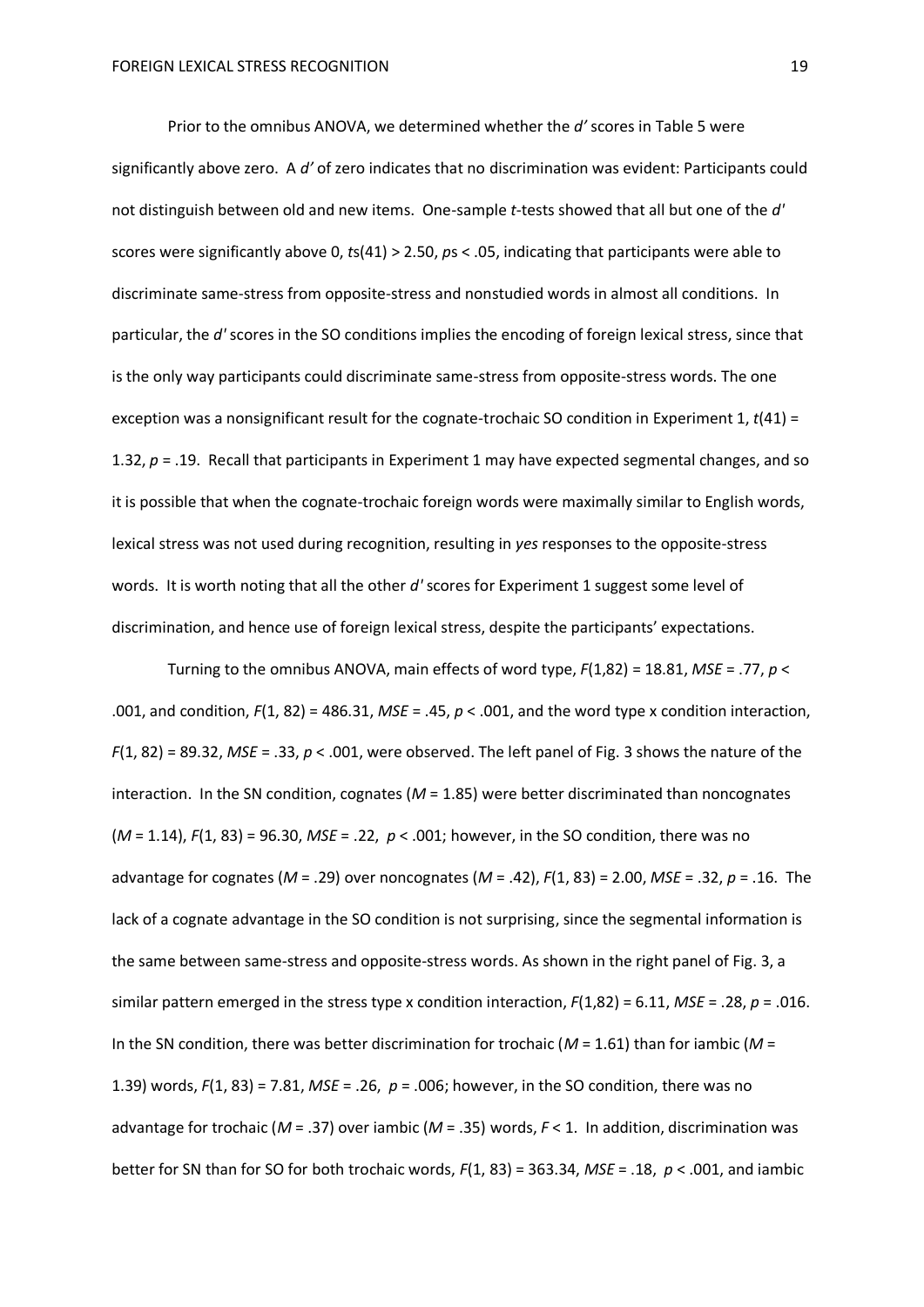Prior to the omnibus ANOVA, we determined whether the *d'* scores in Table 5 were significantly above zero. A *d'* of zero indicates that no discrimination was evident: Participants could not distinguish between old and new items. One-sample *t*-tests showed that all but one of the *d'* scores were significantly above 0, $ts(41) > 2.50$, $ps < .05$, indicating that participants were able to discriminate same-stress from opposite-stress and nonstudied words in almost all conditions. In particular, the *d'* scores in the SO conditions implies the encoding of foreign lexical stress, since that is the only way participants could discriminate same-stress from opposite-stress words. The one exception was a nonsignificant result for the cognate-trochaic SO condition in Experiment 1, $t(41) = 1.32$, $p = .19$. Recall that participants in Experiment 1 may have expected segmental changes, and so it is possible that when the cognate-trochaic foreign words were maximally similar to English words, lexical stress was not used during recognition, resulting in *yes* responses to the opposite-stress words. It is worth noting that all the other *d'* scores for Experiment 1 suggest some level of discrimination, and hence use of foreign lexical stress, despite the participants' expectations.

Turning to the omnibus ANOVA, main effects of word type, $F(1,82) = 18.81$, $MSE = .77$, $p < .001$, and condition, $F(1, 82) = 486.31$, $MSE = .45$, $p < .001$, and the word type x condition interaction, $F(1, 82) = 89.32$, $MSE = .33$, $p < .001$, were observed. The left panel of Fig. 3 shows the nature of the interaction. In the SN condition, cognates ($M = 1.85$) were better discriminated than noncognates ($M = 1.14$), $F(1, 83) = 96.30$, $MSE = .22$, $p < .001$; however, in the SO condition, there was no advantage for cognates ($M = .29$) over noncognates ($M = .42$), $F(1, 83) = 2.00$, $MSE = .32$, $p = .16$. The lack of a cognate advantage in the SO condition is not surprising, since the segmental information is the same between same-stress and opposite-stress words. As shown in the right panel of Fig. 3, a similar pattern emerged in the stress type x condition interaction, $F(1,82) = 6.11$, $MSE = .28$, $p = .016$. In the SN condition, there was better discrimination for trochaic ($M = 1.61$) than for iambic ($M = 1.39$) words, $F(1, 83) = 7.81$, $MSE = .26$, $p = .006$; however, in the SO condition, there was no advantage for trochaic ($M = .37$) over iambic ($M = .35$) words, $F < 1$. In addition, discrimination was better for SN than for SO for both trochaic words, $F(1, 83) = 363.34$, $MSE = .18$, $p < .001$, and iambic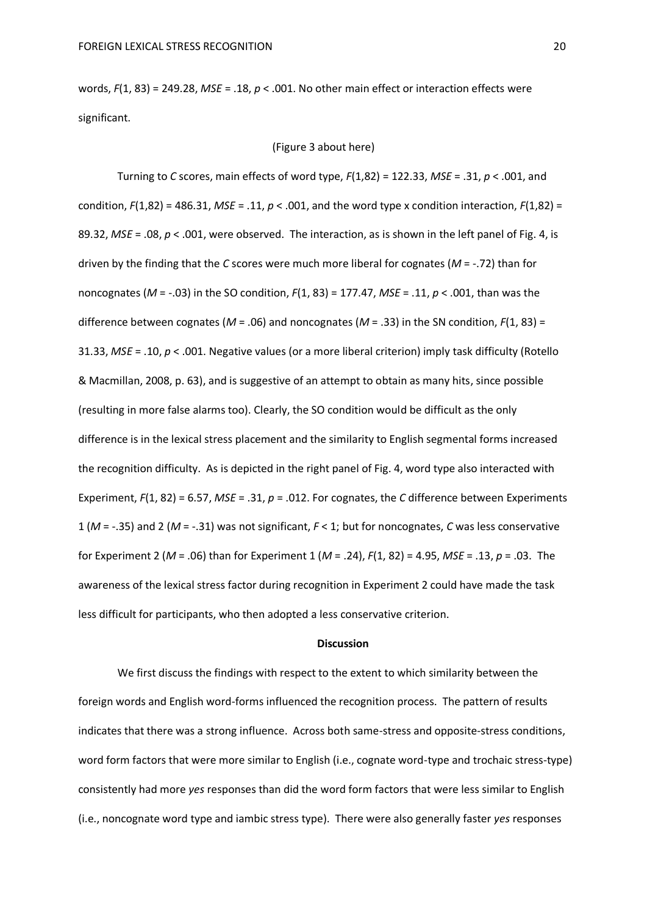words, $F(1, 83) = 249.28$, $MSE = .18$, $p < .001$. No other main effect or interaction effects were significant.

(Figure 3 about here)

Turning to *C* scores, main effects of word type, $F(1,82) = 122.33$, $MSE = .31$, $p < .001$, and condition, $F(1,82) = 486.31$, $MSE = .11$, $p < .001$, and the word type x condition interaction, $F(1,82) = 89.32$, $MSE = .08$, $p < .001$, were observed. The interaction, as is shown in the left panel of Fig. 4, is driven by the finding that the *C* scores were much more liberal for cognates ($M = -.72$) than for noncognates ($M = -.03$) in the SO condition, $F(1, 83) = 177.47$, $MSE = .11$, $p < .001$, than was the difference between cognates ($M = .06$) and noncognates ($M = .33$) in the SN condition, $F(1, 83) = 31.33$, $MSE = .10$, $p < .001$. Negative values (or a more liberal criterion) imply task difficulty (Rotello & Macmillan, 2008, p. 63), and is suggestive of an attempt to obtain as many hits, since possible (resulting in more false alarms too). Clearly, the SO condition would be difficult as the only difference is in the lexical stress placement and the similarity to English segmental forms increased the recognition difficulty. As is depicted in the right panel of Fig. 4, word type also interacted with Experiment, $F(1, 82) = 6.57$, $MSE = .31$, $p = .012$. For cognates, the *C* difference between Experiments 1 ($M = -.35$) and 2 ($M = -.31$) was not significant, $F < 1$; but for noncognates, *C* was less conservative for Experiment 2 ($M = .06$) than for Experiment 1 ($M = .24$), $F(1, 82) = 4.95$, $MSE = .13$, $p = .03$. The awareness of the lexical stress factor during recognition in Experiment 2 could have made the task less difficult for participants, who then adopted a less conservative criterion.

## Discussion

We first discuss the findings with respect to the extent to which similarity between the foreign words and English word-forms influenced the recognition process. The pattern of results indicates that there was a strong influence. Across both same-stress and opposite-stress conditions, word form factors that were more similar to English (i.e., cognate word-type and trochaic stress-type) consistently had more *yes* responses than did the word form factors that were less similar to English (i.e., noncognate word type and iambic stress type). There were also generally faster *yes* responses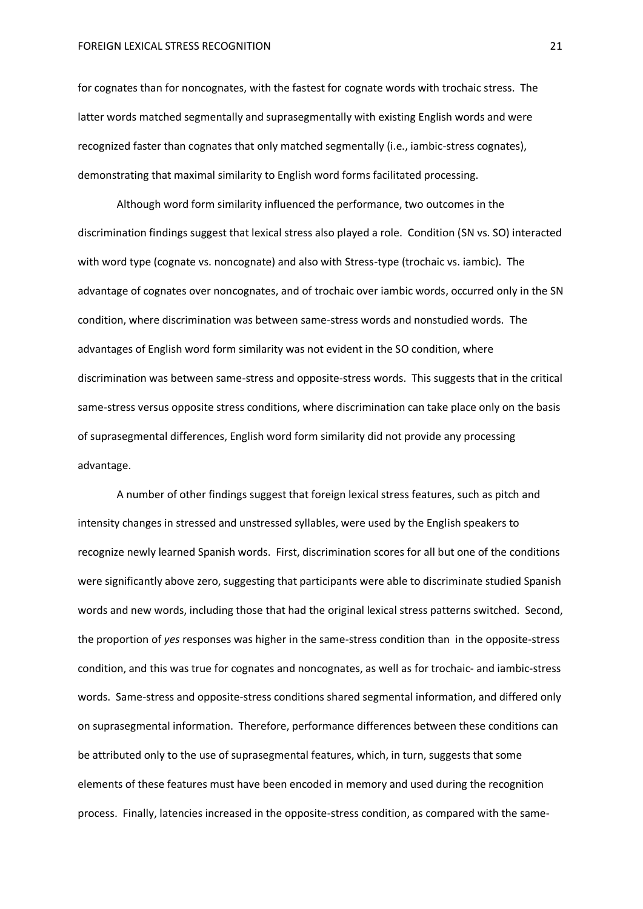for cognates than for noncognates, with the fastest for cognate words with trochaic stress. The latter words matched segmentally and suprasegmentally with existing English words and were recognized faster than cognates that only matched segmentally (i.e., iambic-stress cognates), demonstrating that maximal similarity to English word forms facilitated processing.

Although word form similarity influenced the performance, two outcomes in the discrimination findings suggest that lexical stress also played a role. Condition (SN vs. SO) interacted with word type (cognate vs. noncognate) and also with Stress-type (trochaic vs. iambic). The advantage of cognates over noncognates, and of trochaic over iambic words, occurred only in the SN condition, where discrimination was between same-stress words and nonstudied words. The advantages of English word form similarity was not evident in the SO condition, where discrimination was between same-stress and opposite-stress words. This suggests that in the critical same-stress versus opposite stress conditions, where discrimination can take place only on the basis of suprasegmental differences, English word form similarity did not provide any processing advantage.

A number of other findings suggest that foreign lexical stress features, such as pitch and intensity changes in stressed and unstressed syllables, were used by the English speakers to recognize newly learned Spanish words. First, discrimination scores for all but one of the conditions were significantly above zero, suggesting that participants were able to discriminate studied Spanish words and new words, including those that had the original lexical stress patterns switched. Second, the proportion of *yes* responses was higher in the same-stress condition than in the opposite-stress condition, and this was true for cognates and noncognates, as well as for trochaic- and iambic-stress words. Same-stress and opposite-stress conditions shared segmental information, and differed only on suprasegmental information. Therefore, performance differences between these conditions can be attributed only to the use of suprasegmental features, which, in turn, suggests that some elements of these features must have been encoded in memory and used during the recognition process. Finally, latencies increased in the opposite-stress condition, as compared with the same-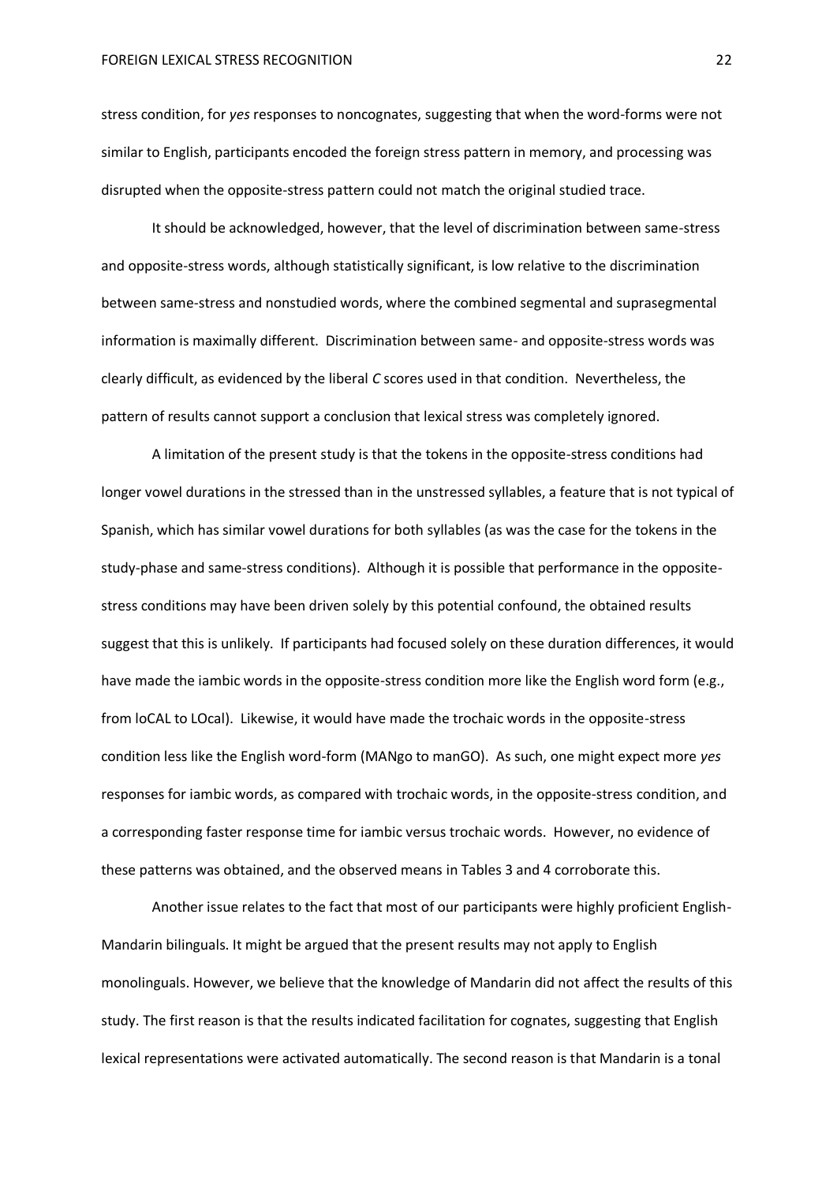stress condition, for *yes* responses to noncognates, suggesting that when the word-forms were not similar to English, participants encoded the foreign stress pattern in memory, and processing was disrupted when the opposite-stress pattern could not match the original studied trace.

It should be acknowledged, however, that the level of discrimination between same-stress and opposite-stress words, although statistically significant, is low relative to the discrimination between same-stress and nonstudied words, where the combined segmental and suprasegmental information is maximally different. Discrimination between same- and opposite-stress words was clearly difficult, as evidenced by the liberal *C* scores used in that condition. Nevertheless, the pattern of results cannot support a conclusion that lexical stress was completely ignored.

A limitation of the present study is that the tokens in the opposite-stress conditions had longer vowel durations in the stressed than in the unstressed syllables, a feature that is not typical of Spanish, which has similar vowel durations for both syllables (as was the case for the tokens in the study-phase and same-stress conditions). Although it is possible that performance in the opposite-stress conditions may have been driven solely by this potential confound, the obtained results suggest that this is unlikely. If participants had focused solely on these duration differences, it would have made the iambic words in the opposite-stress condition more like the English word form (e.g., from loCAL to LOcal). Likewise, it would have made the trochaic words in the opposite-stress condition less like the English word-form (MANgo to manGO). As such, one might expect more *yes* responses for iambic words, as compared with trochaic words, in the opposite-stress condition, and a corresponding faster response time for iambic versus trochaic words. However, no evidence of these patterns was obtained, and the observed means in Tables 3 and 4 corroborate this.

Another issue relates to the fact that most of our participants were highly proficient English-Mandarin bilinguals. It might be argued that the present results may not apply to English monolinguals. However, we believe that the knowledge of Mandarin did not affect the results of this study. The first reason is that the results indicated facilitation for cognates, suggesting that English lexical representations were activated automatically. The second reason is that Mandarin is a tonal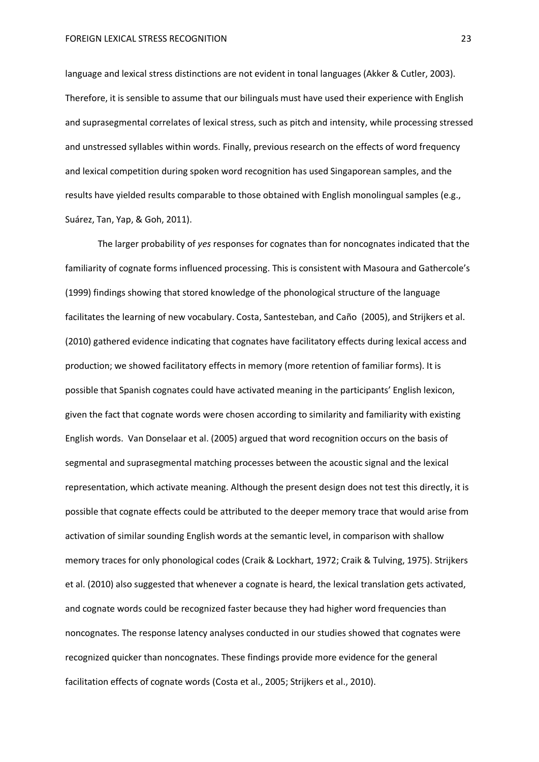language and lexical stress distinctions are not evident in tonal languages (Akker & Cutler, 2003). Therefore, it is sensible to assume that our bilinguals must have used their experience with English and suprasegmental correlates of lexical stress, such as pitch and intensity, while processing stressed and unstressed syllables within words. Finally, previous research on the effects of word frequency and lexical competition during spoken word recognition has used Singaporean samples, and the results have yielded results comparable to those obtained with English monolingual samples (e.g., Suárez, Tan, Yap, & Goh, 2011).

The larger probability of *yes* responses for cognates than for noncognates indicated that the familiarity of cognate forms influenced processing. This is consistent with Masoura and Gathercole's (1999) findings showing that stored knowledge of the phonological structure of the language facilitates the learning of new vocabulary. Costa, Santesteban, and Caño (2005), and Strijkers et al. (2010) gathered evidence indicating that cognates have facilitatory effects during lexical access and production; we showed facilitatory effects in memory (more retention of familiar forms). It is possible that Spanish cognates could have activated meaning in the participants' English lexicon, given the fact that cognate words were chosen according to similarity and familiarity with existing English words. Van Donselaar et al. (2005) argued that word recognition occurs on the basis of segmental and suprasegmental matching processes between the acoustic signal and the lexical representation, which activate meaning. Although the present design does not test this directly, it is possible that cognate effects could be attributed to the deeper memory trace that would arise from activation of similar sounding English words at the semantic level, in comparison with shallow memory traces for only phonological codes (Craik & Lockhart, 1972; Craik & Tulving, 1975). Strijkers et al. (2010) also suggested that whenever a cognate is heard, the lexical translation gets activated, and cognate words could be recognized faster because they had higher word frequencies than noncognates. The response latency analyses conducted in our studies showed that cognates were recognized quicker than noncognates. These findings provide more evidence for the general facilitation effects of cognate words (Costa et al., 2005; Strijkers et al., 2010).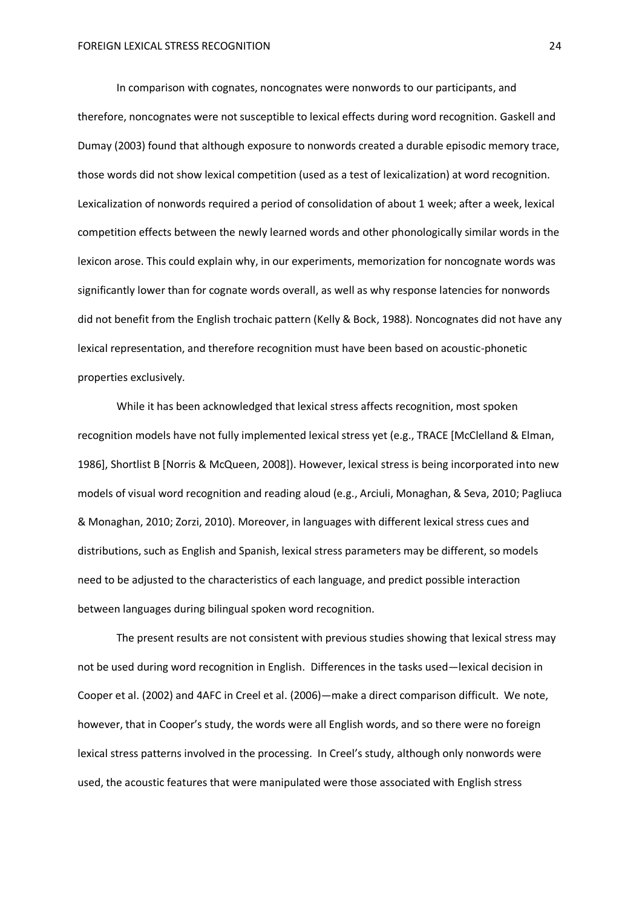In comparison with cognates, noncognates were nonwords to our participants, and therefore, noncognates were not susceptible to lexical effects during word recognition. Gaskell and Dumay (2003) found that although exposure to nonwords created a durable episodic memory trace, those words did not show lexical competition (used as a test of lexicalization) at word recognition. Lexicalization of nonwords required a period of consolidation of about 1 week; after a week, lexical competition effects between the newly learned words and other phonologically similar words in the lexicon arose. This could explain why, in our experiments, memorization for noncognate words was significantly lower than for cognate words overall, as well as why response latencies for nonwords did not benefit from the English trochaic pattern (Kelly & Bock, 1988). Noncognates did not have any lexical representation, and therefore recognition must have been based on acoustic-phonetic properties exclusively.

While it has been acknowledged that lexical stress affects recognition, most spoken recognition models have not fully implemented lexical stress yet (e.g., TRACE [McClelland & Elman, 1986], Shortlist B [Norris & McQueen, 2008]). However, lexical stress is being incorporated into new models of visual word recognition and reading aloud (e.g., Arciuli, Monaghan, & Seva, 2010; Pagliuca & Monaghan, 2010; Zorzi, 2010). Moreover, in languages with different lexical stress cues and distributions, such as English and Spanish, lexical stress parameters may be different, so models need to be adjusted to the characteristics of each language, and predict possible interaction between languages during bilingual spoken word recognition.

The present results are not consistent with previous studies showing that lexical stress may not be used during word recognition in English. Differences in the tasks used—lexical decision in Cooper et al. (2002) and 4AFC in Creel et al. (2006)—make a direct comparison difficult. We note, however, that in Cooper's study, the words were all English words, and so there were no foreign lexical stress patterns involved in the processing. In Creel's study, although only nonwords were used, the acoustic features that were manipulated were those associated with English stress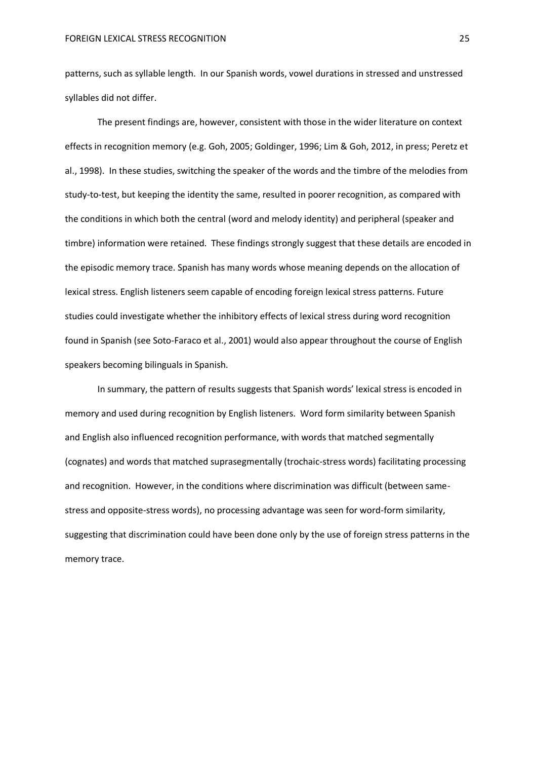patterns, such as syllable length. In our Spanish words, vowel durations in stressed and unstressed syllables did not differ.

The present findings are, however, consistent with those in the wider literature on context effects in recognition memory (e.g. Goh, 2005; Goldinger, 1996; Lim & Goh, 2012, in press; Peretz et al., 1998). In these studies, switching the speaker of the words and the timbre of the melodies from study-to-test, but keeping the identity the same, resulted in poorer recognition, as compared with the conditions in which both the central (word and melody identity) and peripheral (speaker and timbre) information were retained. These findings strongly suggest that these details are encoded in the episodic memory trace. Spanish has many words whose meaning depends on the allocation of lexical stress. English listeners seem capable of encoding foreign lexical stress patterns. Future studies could investigate whether the inhibitory effects of lexical stress during word recognition found in Spanish (see Soto-Faraco et al., 2001) would also appear throughout the course of English speakers becoming bilinguals in Spanish.

In summary, the pattern of results suggests that Spanish words' lexical stress is encoded in memory and used during recognition by English listeners. Word form similarity between Spanish and English also influenced recognition performance, with words that matched segmentally (cognates) and words that matched suprasegmentally (trochaic-stress words) facilitating processing and recognition. However, in the conditions where discrimination was difficult (between same-stress and opposite-stress words), no processing advantage was seen for word-form similarity, suggesting that discrimination could have been done only by the use of foreign stress patterns in the memory trace.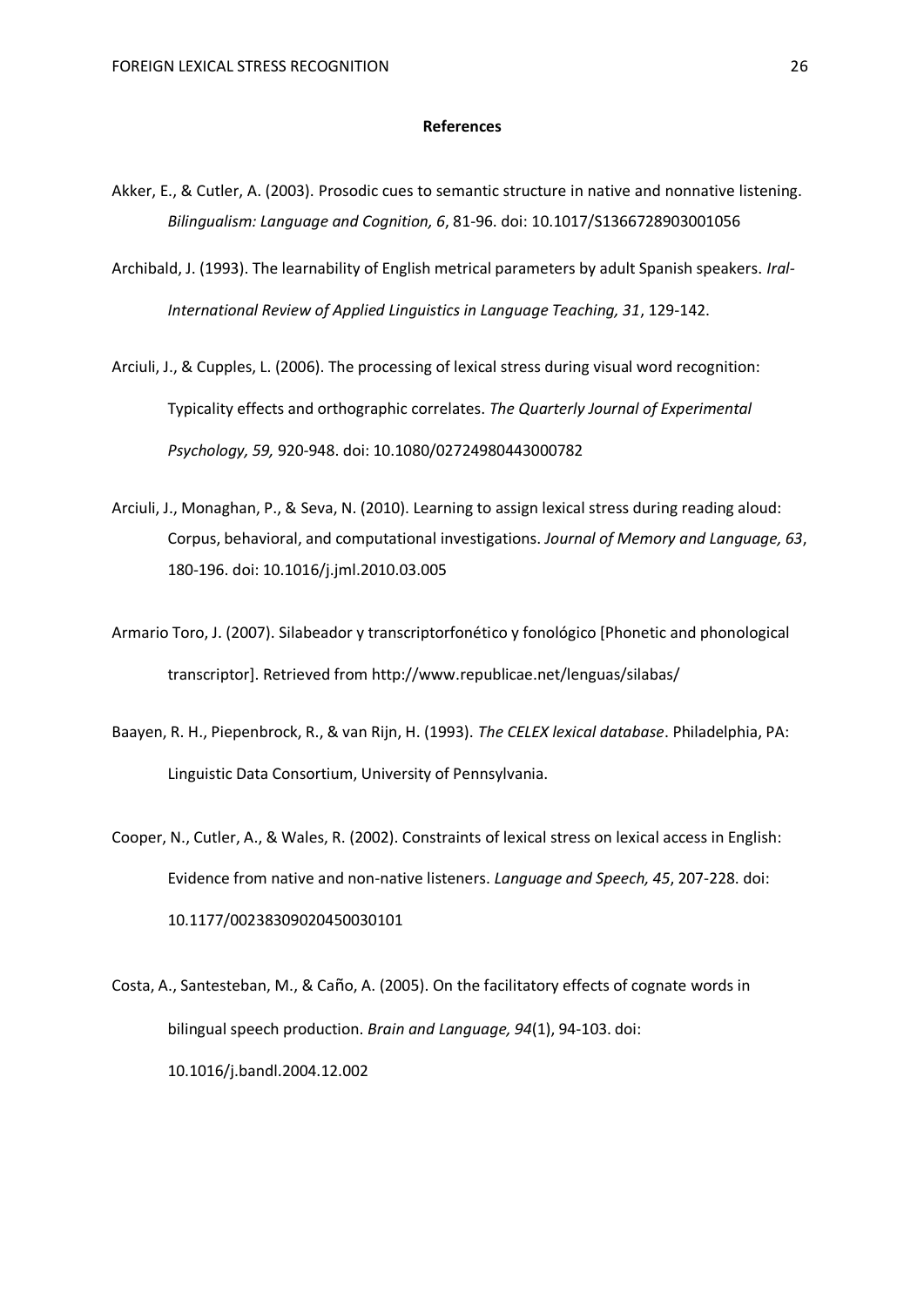**References**

Akker, E., & Cutler, A. (2003). Prosodic cues to semantic structure in native and nonnative listening. *Bilingualism: Language and Cognition, 6*, 81-96. doi: 10.1017/S1366728903001056

Archibald, J. (1993). The learnability of English metrical parameters by adult Spanish speakers. *Iral-International Review of Applied Linguistics in Language Teaching, 31*, 129-142.

Arciuli, J., & Cupples, L. (2006). The processing of lexical stress during visual word recognition: Typicality effects and orthographic correlates. *The Quarterly Journal of Experimental Psychology, 59,* 920-948. doi: 10.1080/02724980443000782

Arciuli, J., Monaghan, P., & Seva, N. (2010). Learning to assign lexical stress during reading aloud: Corpus, behavioral, and computational investigations. *Journal of Memory and Language, 63*, 180-196. doi: 10.1016/j.jml.2010.03.005

Armario Toro, J. (2007). Silabeador y transcriptorfonético y fonológico [Phonetic and phonological transcriptor]. Retrieved from http://www.republicae.net/lenguas/silabas/

Baayen, R. H., Piepenbrock, R., & van Rijn, H. (1993). *The CELEX lexical database*. Philadelphia, PA: Linguistic Data Consortium, University of Pennsylvania.

Cooper, N., Cutler, A., & Wales, R. (2002). Constraints of lexical stress on lexical access in English: Evidence from native and non-native listeners. *Language and Speech, 45*, 207-228. doi: 10.1177/00238309020450030101

Costa, A., Santesteban, M., & Caño, A. (2005). On the facilitatory effects of cognate words in bilingual speech production. *Brain and Language, 94*(1), 94-103. doi: 10.1016/j.bandl.2004.12.002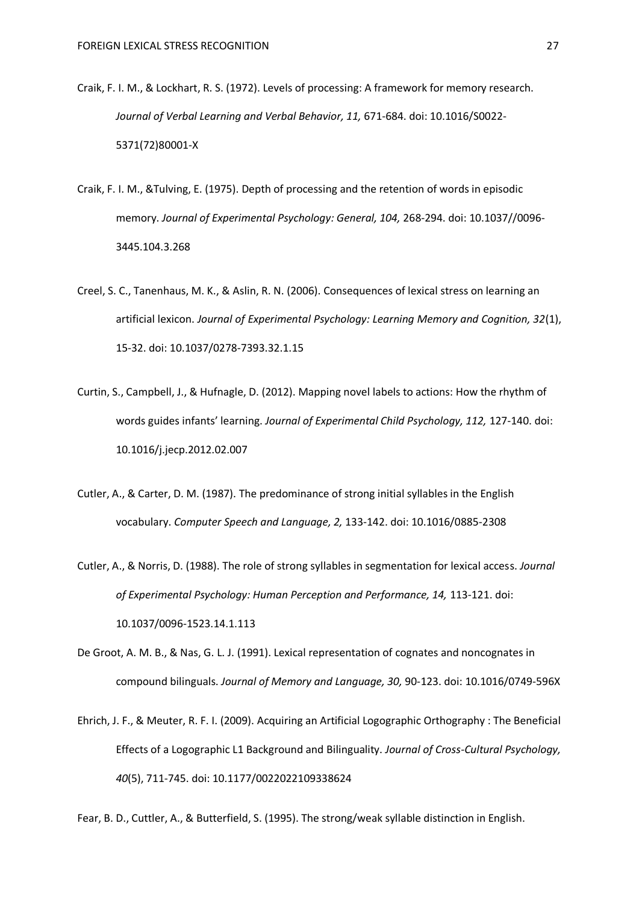Craik, F. I. M., & Lockhart, R. S. (1972). Levels of processing: A framework for memory research. *Journal of Verbal Learning and Verbal Behavior, 11,* 671-684. doi: 10.1016/S0022-5371(72)80001-X

Craik, F. I. M., &Tulving, E. (1975). Depth of processing and the retention of words in episodic memory. *Journal of Experimental Psychology: General, 104,* 268-294. doi: 10.1037//0096-3445.104.3.268

Creel, S. C., Tanenhaus, M. K., & Aslin, R. N. (2006). Consequences of lexical stress on learning an artificial lexicon. *Journal of Experimental Psychology: Learning Memory and Cognition, 32*(1), 15-32. doi: 10.1037/0278-7393.32.1.15

Curtin, S., Campbell, J., & Hufnagle, D. (2012). Mapping novel labels to actions: How the rhythm of words guides infants' learning. *Journal of Experimental Child Psychology, 112,* 127-140. doi: 10.1016/j.jecp.2012.02.007

Cutler, A., & Carter, D. M. (1987). The predominance of strong initial syllables in the English vocabulary. *Computer Speech and Language, 2,* 133-142. doi: 10.1016/0885-2308

Cutler, A., & Norris, D. (1988). The role of strong syllables in segmentation for lexical access. *Journal of Experimental Psychology: Human Perception and Performance, 14,* 113-121. doi: 10.1037/0096-1523.14.1.113

De Groot, A. M. B., & Nas, G. L. J. (1991). Lexical representation of cognates and noncognates in compound bilinguals. *Journal of Memory and Language, 30,* 90-123. doi: 10.1016/0749-596X

Ehrich, J. F., & Meuter, R. F. I. (2009). Acquiring an Artificial Logographic Orthography : The Beneficial Effects of a Logographic L1 Background and Bilinguality. *Journal of Cross-Cultural Psychology, 40*(5), 711-745. doi: 10.1177/0022022109338624

Fear, B. D., Cuttler, A., & Butterfield, S. (1995). The strong/weak syllable distinction in English.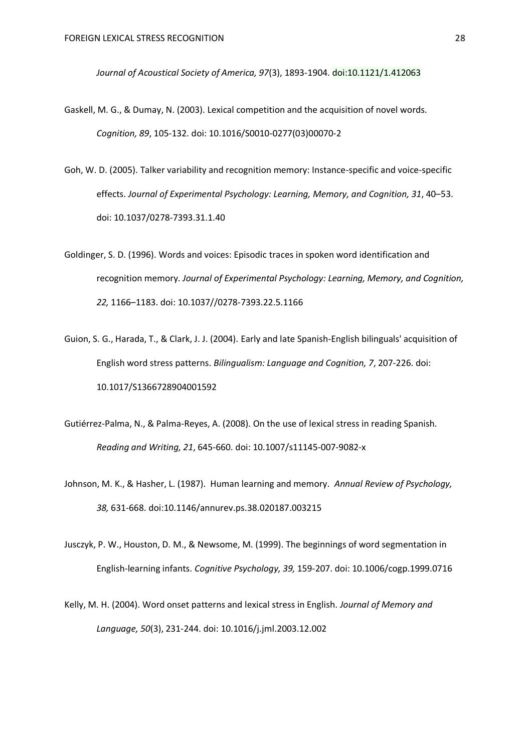*Journal of Acoustical Society of America, 97*(3), 1893-1904. doi:10.1121/1.412063

Gaskell, M. G., & Dumay, N. (2003). Lexical competition and the acquisition of novel words. *Cognition, 89*, 105-132. doi: 10.1016/S0010-0277(03)00070-2

Goh, W. D. (2005). Talker variability and recognition memory: Instance-specific and voice-specific effects. *Journal of Experimental Psychology: Learning, Memory, and Cognition, 31*, 40–53. doi: 10.1037/0278-7393.31.1.40

Goldinger, S. D. (1996). Words and voices: Episodic traces in spoken word identification and recognition memory. *Journal of Experimental Psychology: Learning, Memory, and Cognition, 22,* 1166–1183. doi: 10.1037//0278-7393.22.5.1166

Guion, S. G., Harada, T., & Clark, J. J. (2004). Early and late Spanish-English bilinguals' acquisition of English word stress patterns. *Bilingualism: Language and Cognition, 7*, 207-226. doi: 10.1017/S1366728904001592

Gutiérrez-Palma, N., & Palma-Reyes, A. (2008). On the use of lexical stress in reading Spanish. *Reading and Writing, 21*, 645-660. doi: 10.1007/s11145-007-9082-x

Johnson, M. K., & Hasher, L. (1987). Human learning and memory. *Annual Review of Psychology, 38,* 631-668. doi:10.1146/annurev.ps.38.020187.003215

Jusczyk, P. W., Houston, D. M., & Newsome, M. (1999). The beginnings of word segmentation in English-learning infants. *Cognitive Psychology, 39,* 159-207. doi: 10.1006/cogp.1999.0716

Kelly, M. H. (2004). Word onset patterns and lexical stress in English. *Journal of Memory and Language, 50*(3), 231-244. doi: 10.1016/j.jml.2003.12.002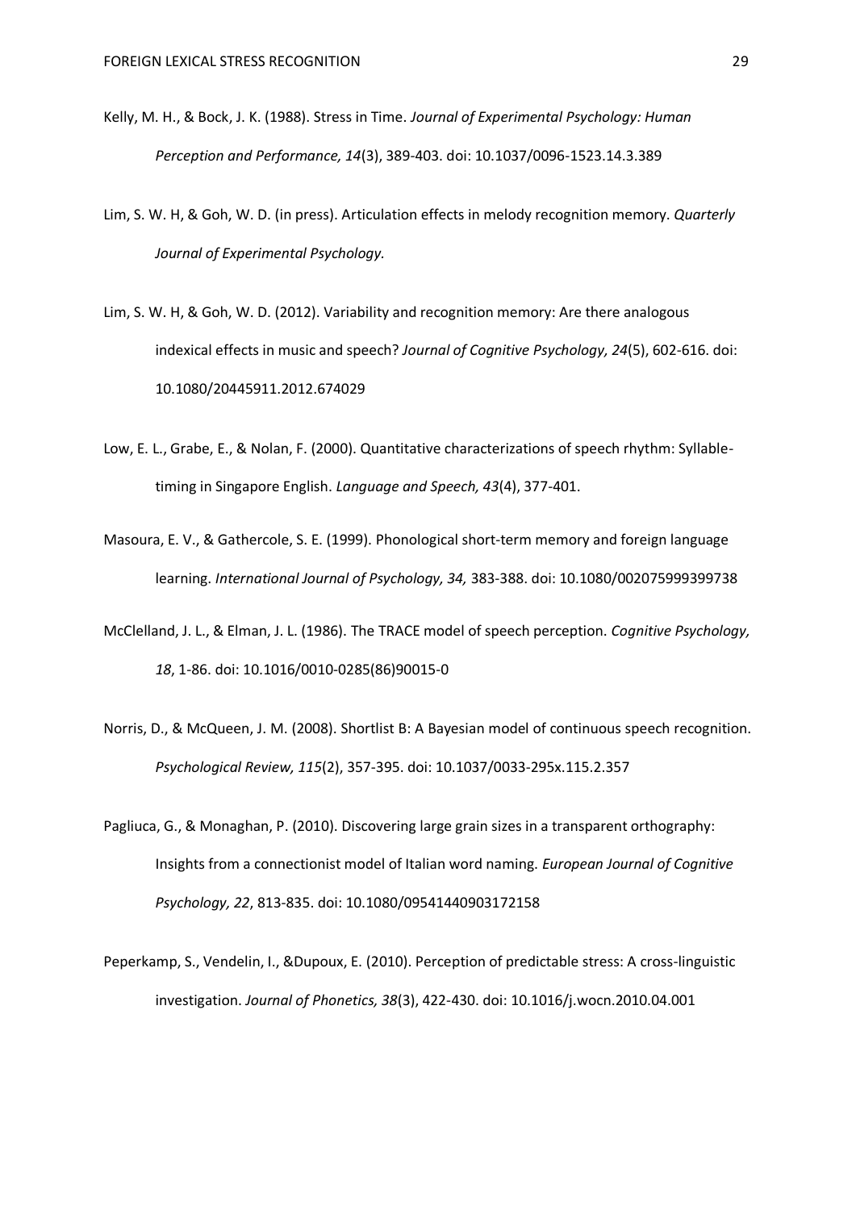Kelly, M. H., & Bock, J. K. (1988). Stress in Time. *Journal of Experimental Psychology: Human Perception and Performance, 14*(3), 389-403. doi: 10.1037/0096-1523.14.3.389

Lim, S. W. H, & Goh, W. D. (in press). Articulation effects in melody recognition memory. *Quarterly Journal of Experimental Psychology.*

Lim, S. W. H, & Goh, W. D. (2012). Variability and recognition memory: Are there analogous indexical effects in music and speech? *Journal of Cognitive Psychology, 24*(5), 602-616. doi: 10.1080/20445911.2012.674029

Low, E. L., Grabe, E., & Nolan, F. (2000). Quantitative characterizations of speech rhythm: Syllable-timing in Singapore English. *Language and Speech, 43*(4), 377-401.

Masoura, E. V., & Gathercole, S. E. (1999). Phonological short-term memory and foreign language learning. *International Journal of Psychology, 34,* 383-388. doi: 10.1080/002075999399738

McClelland, J. L., & Elman, J. L. (1986). The TRACE model of speech perception. *Cognitive Psychology, 18*, 1-86. doi: 10.1016/0010-0285(86)90015-0

Norris, D., & McQueen, J. M. (2008). Shortlist B: A Bayesian model of continuous speech recognition. *Psychological Review, 115*(2), 357-395. doi: 10.1037/0033-295x.115.2.357

Pagliuca, G., & Monaghan, P. (2010). Discovering large grain sizes in a transparent orthography: Insights from a connectionist model of Italian word naming. *European Journal of Cognitive Psychology, 22*, 813-835. doi: 10.1080/09541440903172158

Peperkamp, S., Vendelin, I., &Dupoux, E. (2010). Perception of predictable stress: A cross-linguistic investigation. *Journal of Phonetics, 38*(3), 422-430. doi: 10.1016/j.wocn.2010.04.001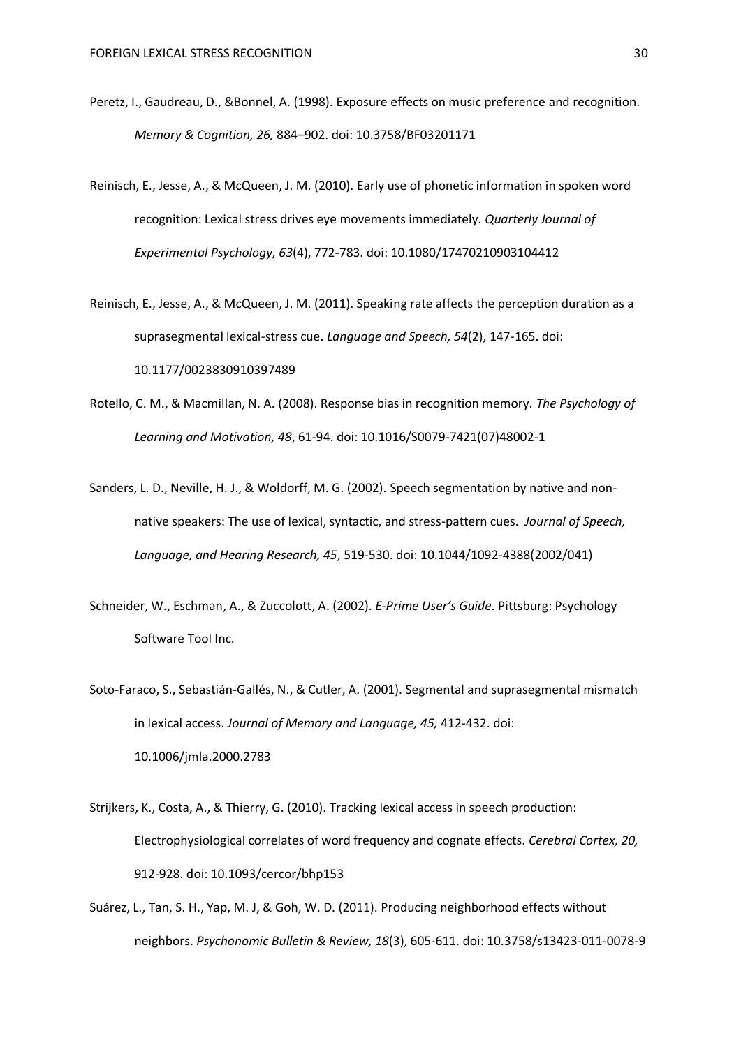Peretz, I., Gaudreau, D., &Bonnel, A. (1998). Exposure effects on music preference and recognition. *Memory & Cognition, 26,* 884–902. doi: 10.3758/BF03201171

Reinisch, E., Jesse, A., & McQueen, J. M. (2010). Early use of phonetic information in spoken word recognition: Lexical stress drives eye movements immediately. *Quarterly Journal of Experimental Psychology, 63*(4), 772-783. doi: 10.1080/17470210903104412

Reinisch, E., Jesse, A., & McQueen, J. M. (2011). Speaking rate affects the perception duration as a suprasegmental lexical-stress cue. *Language and Speech, 54*(2), 147-165. doi: 10.1177/0023830910397489

Rotello, C. M., & Macmillan, N. A. (2008). Response bias in recognition memory. *The Psychology of Learning and Motivation, 48*, 61-94. doi: 10.1016/S0079-7421(07)48002-1

Sanders, L. D., Neville, H. J., & Woldorff, M. G. (2002). Speech segmentation by native and non-native speakers: The use of lexical, syntactic, and stress-pattern cues. *Journal of Speech, Language, and Hearing Research, 45*, 519-530. doi: 10.1044/1092-4388(2002/041)

Schneider, W., Eschman, A., & Zuccolott, A. (2002). *E-Prime User's Guide*. Pittsburg: Psychology Software Tool Inc.

Soto-Faraco, S., Sebastián-Gallés, N., & Cutler, A. (2001). Segmental and suprasegmental mismatch in lexical access. *Journal of Memory and Language, 45,* 412-432. doi: 10.1006/jmla.2000.2783

Strijkers, K., Costa, A., & Thierry, G. (2010). Tracking lexical access in speech production: Electrophysiological correlates of word frequency and cognate effects. *Cerebral Cortex, 20,* 912-928. doi: 10.1093/cercor/bhp153

Suárez, L., Tan, S. H., Yap, M. J, & Goh, W. D. (2011). Producing neighborhood effects without neighbors. *Psychonomic Bulletin & Review, 18*(3), 605-611. doi: 10.3758/s13423-011-0078-9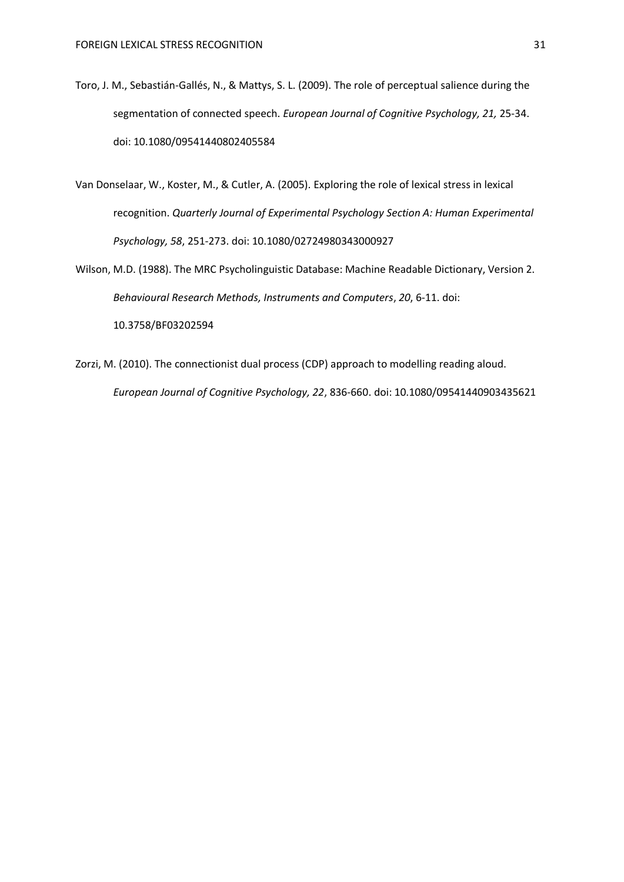Toro, J. M., Sebastián-Gallés, N., & Mattys, S. L. (2009). The role of perceptual salience during the segmentation of connected speech. *European Journal of Cognitive Psychology, 21,* 25-34. doi: 10.1080/09541440802405584

Van Donselaar, W., Koster, M., & Cutler, A. (2005). Exploring the role of lexical stress in lexical recognition. *Quarterly Journal of Experimental Psychology Section A: Human Experimental Psychology, 58*, 251-273. doi: 10.1080/02724980343000927

Wilson, M.D. (1988). The MRC Psycholinguistic Database: Machine Readable Dictionary, Version 2. *Behavioural Research Methods, Instruments and Computers*, *20*, 6-11. doi: 10.3758/BF03202594

Zorzi, M. (2010). The connectionist dual process (CDP) approach to modelling reading aloud. *European Journal of Cognitive Psychology, 22*, 836-660. doi: 10.1080/09541440903435621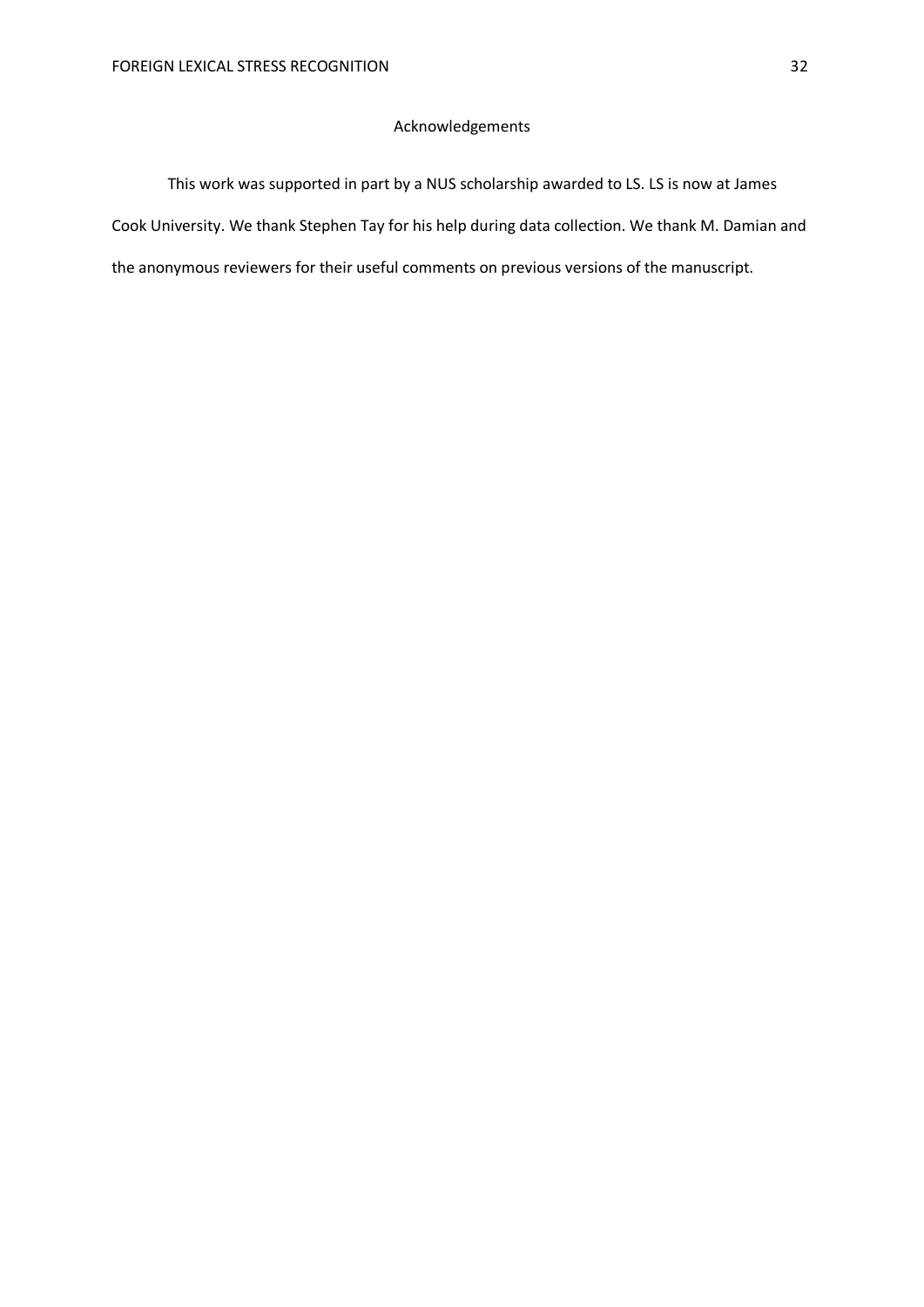## Acknowledgements

This work was supported in part by a NUS scholarship awarded to LS. LS is now at James Cook University. We thank Stephen Tay for his help during data collection. We thank M. Damian and the anonymous reviewers for their useful comments on previous versions of the manuscript.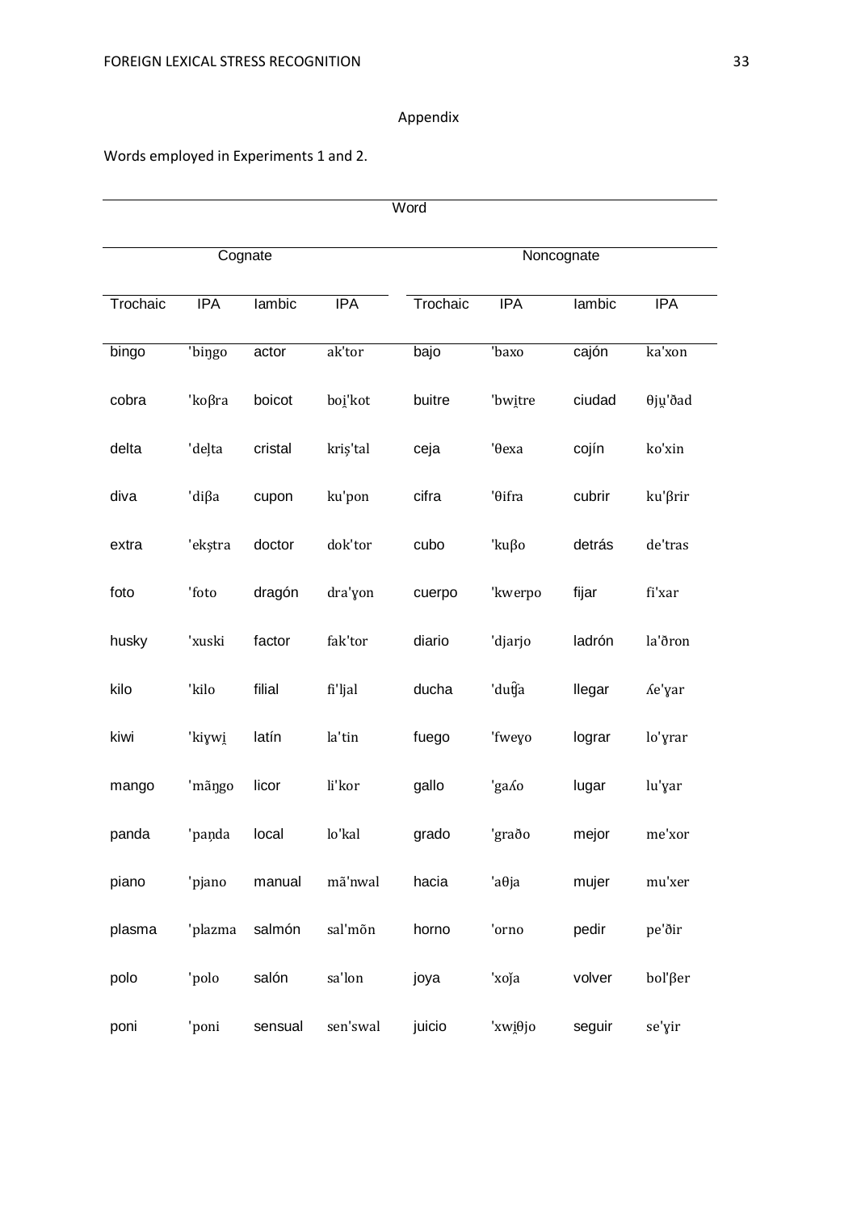Appendix

Words employed in Experiments 1 and 2.

| Word | | | | | | | |
|---|---|---|---|---|---|---|---|
| Cognate | | | | Noncognate | | | |
| Trochaic | IPA | Iambic | IPA | Trochaic | IPA | Iambic | IPA |
| bingo | ˈbiŋgo | actor | akˈtor | bajo | ˈbaxo | cajón | kaˈxon |
| cobra | ˈkoβra | boicot | boi̯ˈkot | buitre | ˈbwi̯tre | ciudad | θju̯ˈðad |
| delta | ˈdel̪ta | cristal | kriṣˈtal | ceja | ˈθexa | cojín | koˈxin |
| diva | ˈdiβa | cupon | kuˈpon | cifra | ˈθifra | cubrir | kuˈβrir |
| extra | ˈekṣtra | doctor | dokˈtor | cubo | ˈkuβo | detrás | deˈtras |
| foto | ˈfoto | dragón | draˈɣon | cuerpo | ˈkwerpo | fijar | fiˈxar |
| husky | ˈxuski | factor | fakˈtor | diario | ˈdjarjo | ladrón | laˈðron |
| kilo | ˈkilo | filial | fiˈljal | ducha | ˈdut͡ʃa | llegar | ʎeˈɣar |
| kiwi | ˈkiɣwi̯ | latín | laˈtin | fuego | ˈfweɣo | lograr | loˈɣrar |
| mango | ˈmãŋgo | licor | liˈkor | gallo | ˈgaʎo | lugar | luˈɣar |
| panda | ˈpaṇda | local | loˈkal | grado | ˈgraðo | mejor | meˈxor |
| piano | ˈpjano | manual | mãˈnwal | hacia | ˈaθja | mujer | muˈxer |
| plasma | ˈplazma | salmón | salˈmõn | horno | ˈorno | pedir | peˈðir |
| polo | ˈpolo | salón | saˈlon | joya | ˈxoʝa | volver | bolˈβer |
| poni | ˈponi | sensual | senˈswal | juicio | ˈxwi̯θjo | seguir | seˈɣir |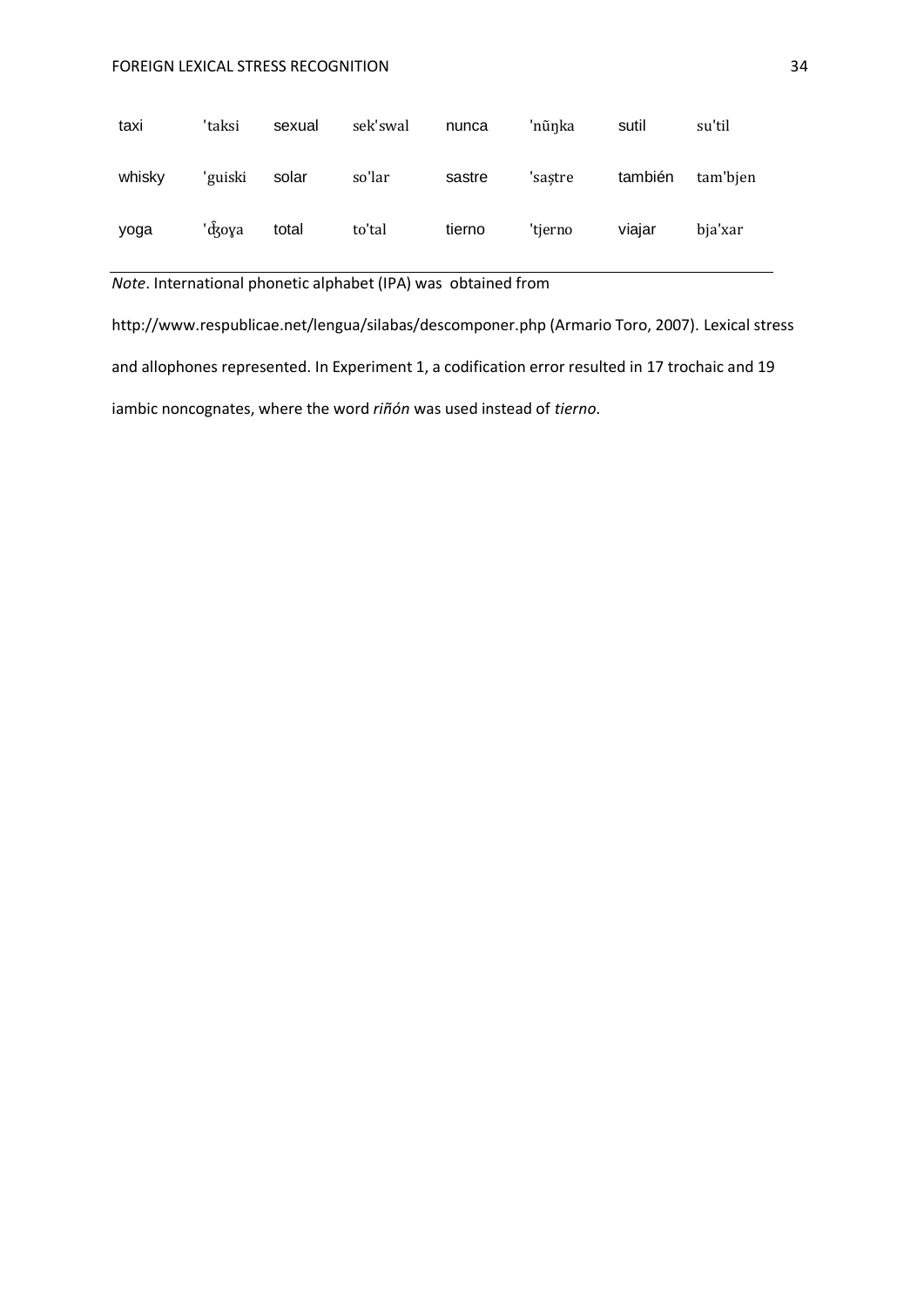| | | | | | | | |
|---|---|---|---|---|---|---|---|
| taxi | 'taksi | sexual | sek'swal | nunca | 'nũŋka | sutil | su'til |
| whisky | 'guiski | solar | so'lar | sastre | 'saṣtre | también | tam'bjen |
| yoga | 'd͡ʒoɣa | total | to'tal | tierno | 'tjerno | viajar | bja'xar |

*Note*. International phonetic alphabet (IPA) was obtained from http://www.respublicae.net/lengua/silabas/descomponer.php (Armario Toro, 2007). Lexical stress and allophones represented. In Experiment 1, a codification error resulted in 17 trochaic and 19 iambic noncognates, where the word *riñón* was used instead of *tierno*.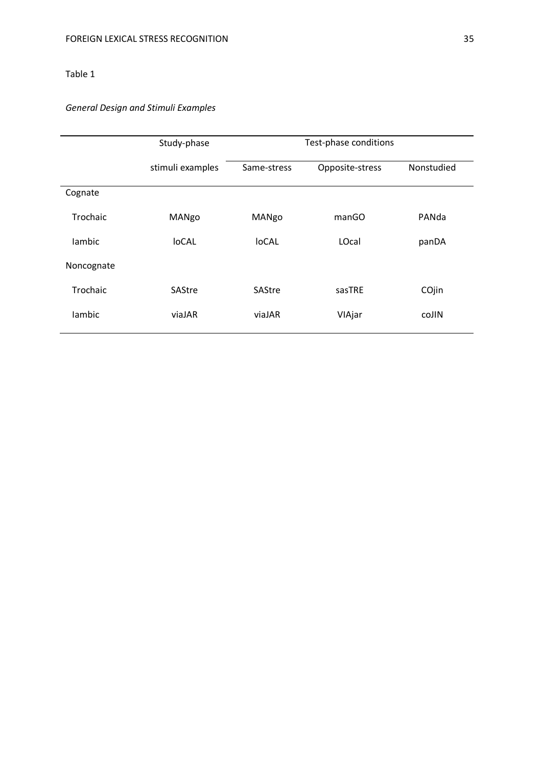Table 1

*General Design and Stimuli Examples*

| | Study-phase stimuli examples | Test-phase conditions | | |
|---|---|---|---|---|
| | | Same-stress | Opposite-stress | Nonstudied |
| Cognate | | | | |
| Trochaic | MANgo | MANgo | manGO | PANda |
| Iambic | loCAL | loCAL | LOcal | panDA |
| Noncognate | | | | |
| Trochaic | SAStre | SAStre | sasTRE | COjin |
| Iambic | viaJAR | viaJAR | VIAjar | coJIN |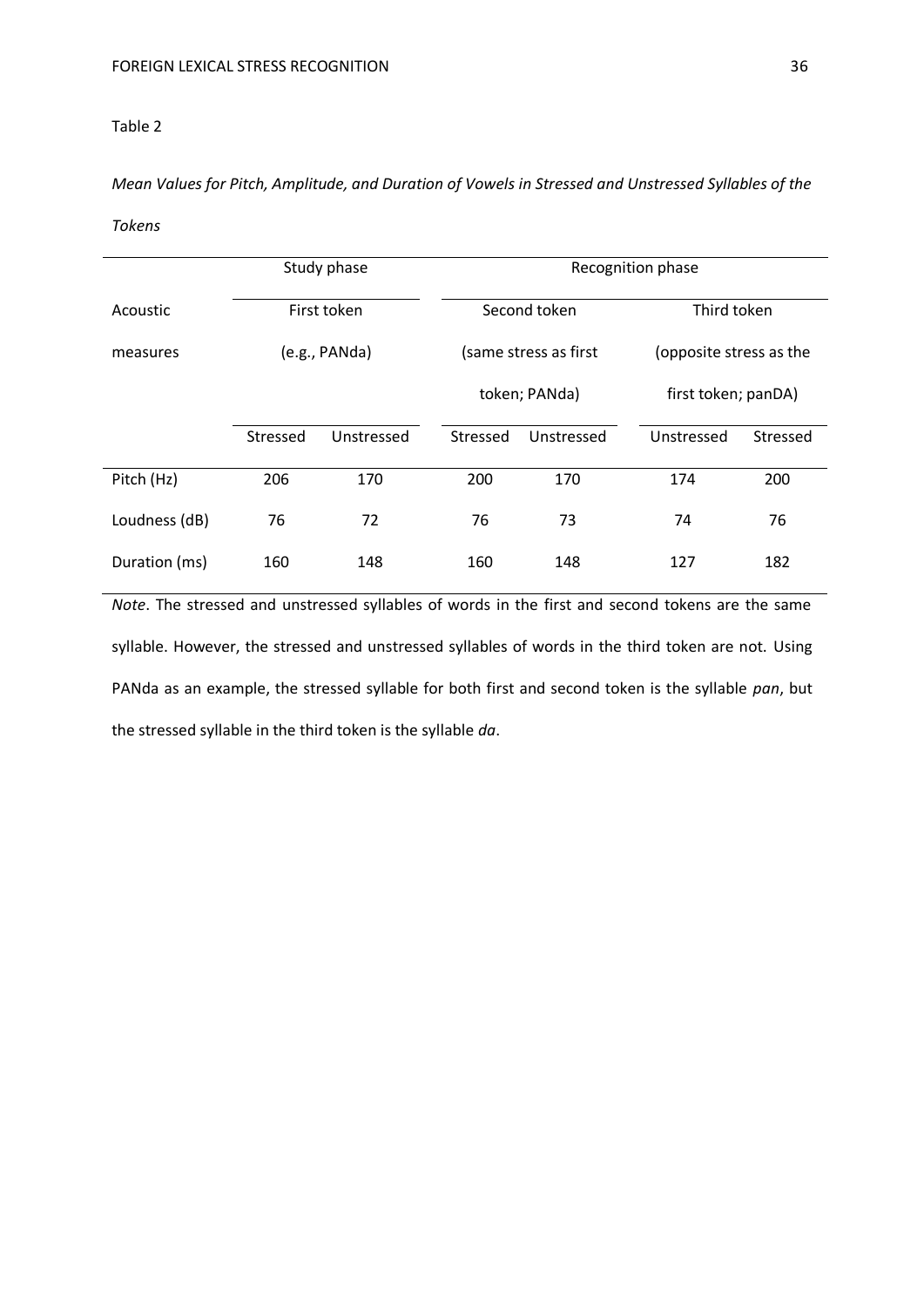Table 2

*Mean Values for Pitch, Amplitude, and Duration of Vowels in Stressed and Unstressed Syllables of the Tokens*

| | Study phase | | Recognition phase | | | |
|---|---|---|---|---|---|---|
| Acoustic measures | First token (e.g., PANda) | | Second token (same stress as first token; PANda) | | Third token (opposite stress as the first token; panDA) | |
| | Stressed | Unstressed | Stressed | Unstressed | Unstressed | Stressed |
| Pitch (Hz) | 206 | 170 | 200 | 170 | 174 | 200 |
| Loudness (dB) | 76 | 72 | 76 | 73 | 74 | 76 |
| Duration (ms) | 160 | 148 | 160 | 148 | 127 | 182 |

*Note*. The stressed and unstressed syllables of words in the first and second tokens are the same syllable. However, the stressed and unstressed syllables of words in the third token are not. Using PANda as an example, the stressed syllable for both first and second token is the syllable *pan*, but the stressed syllable in the third token is the syllable *da*.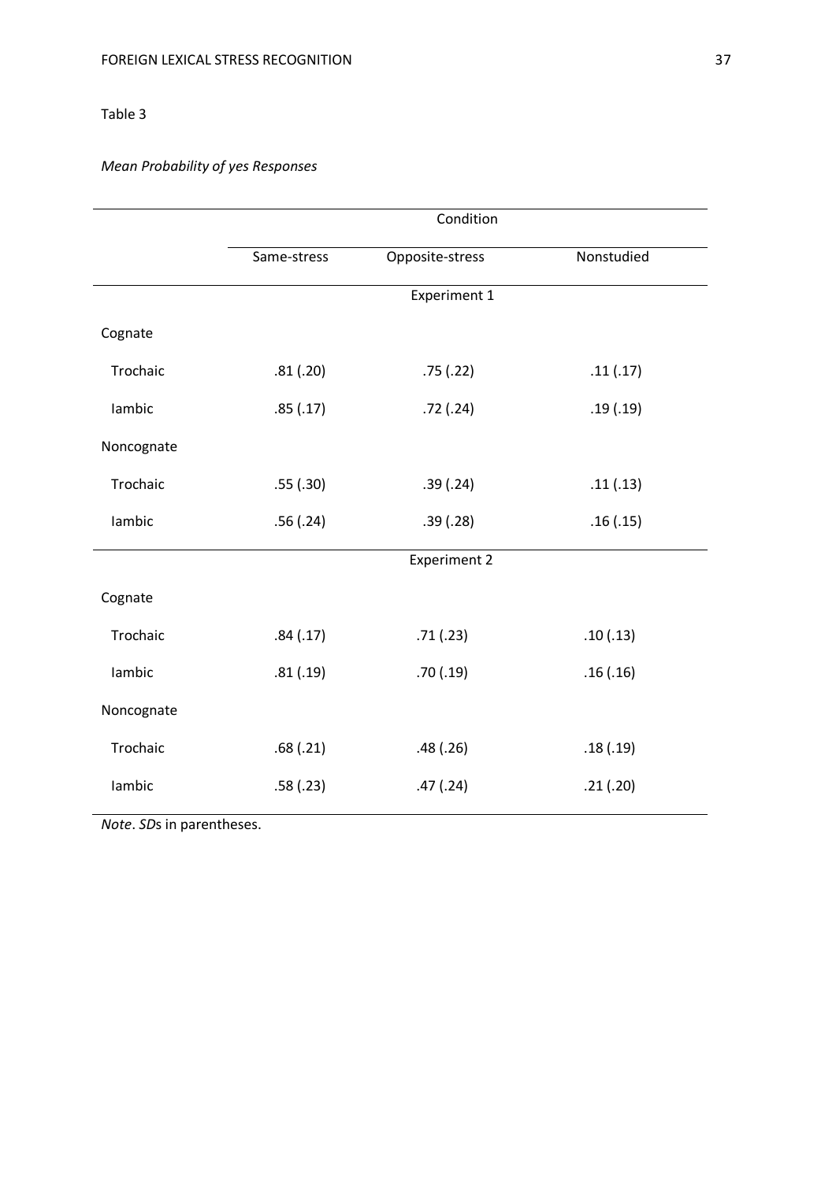Table 3

*Mean Probability of yes Responses*

| | Condition | | |
|---|---|---|---|
| | Same-stress | Opposite-stress | Nonstudied |
| | | Experiment 1 | |
| Cognate | | | |
| Trochaic | .81 (.20) | .75 (.22) | .11 (.17) |
| Iambic | .85 (.17) | .72 (.24) | .19 (.19) |
| Noncognate | | | |
| Trochaic | .55 (.30) | .39 (.24) | .11 (.13) |
| Iambic | .56 (.24) | .39 (.28) | .16 (.15) |
| | | Experiment 2 | |
| Cognate | | | |
| Trochaic | .84 (.17) | .71 (.23) | .10 (.13) |
| Iambic | .81 (.19) | .70 (.19) | .16 (.16) |
| Noncognate | | | |
| Trochaic | .68 (.21) | .48 (.26) | .18 (.19) |
| Iambic | .58 (.23) | .47 (.24) | .21 (.20) |

*Note*. *SD*s in parentheses.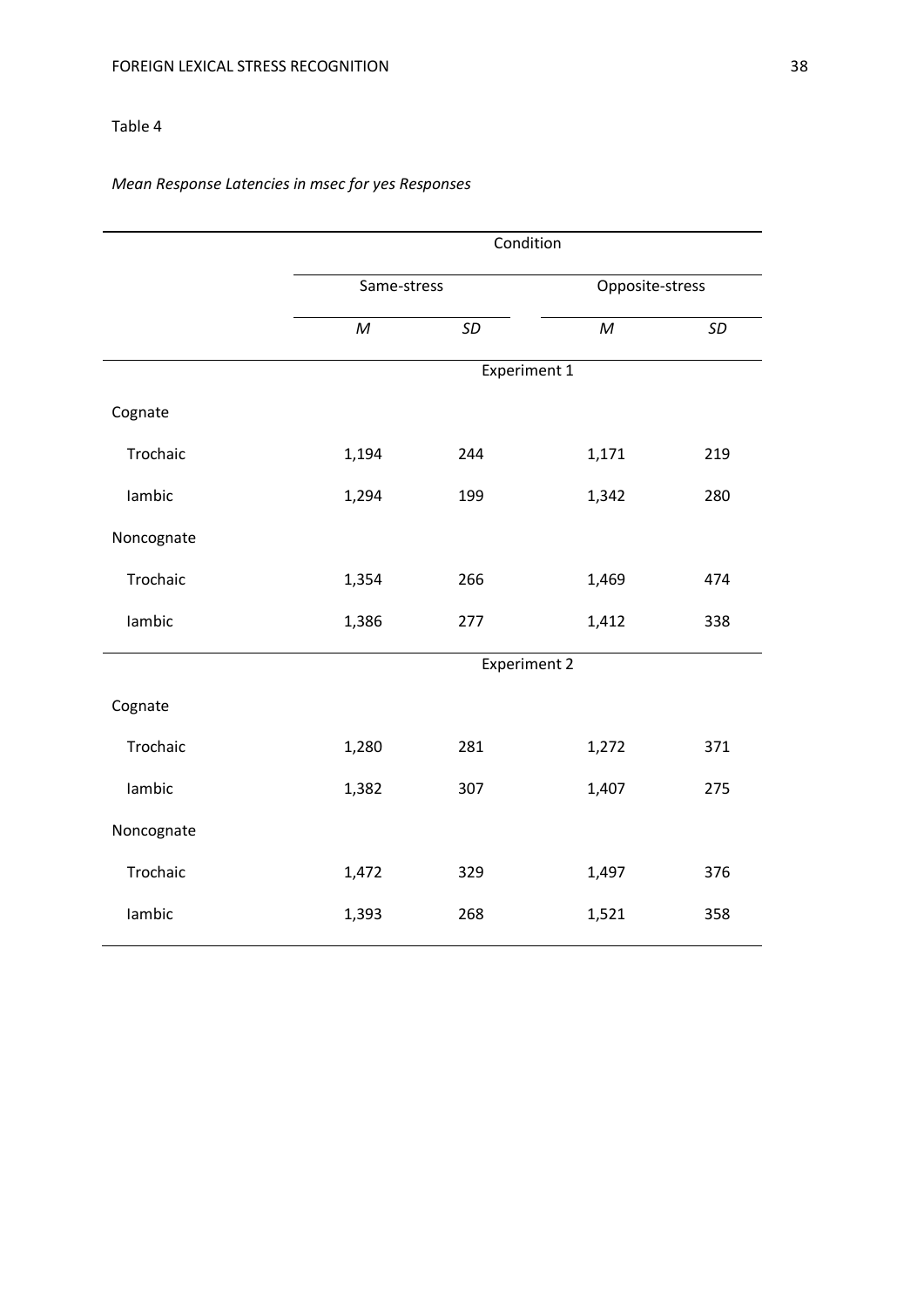Table 4

*Mean Response Latencies in msec for yes Responses*

| | Condition | | | |
|---|---|---|---|---|
| | Same-stress | | Opposite-stress | |
| | *M* | *SD* | *M* | *SD* |
| | Experiment 1 | | | |
| Cognate | | | | |
| Trochaic | 1,194 | 244 | 1,171 | 219 |
| Iambic | 1,294 | 199 | 1,342 | 280 |
| Noncognate | | | | |
| Trochaic | 1,354 | 266 | 1,469 | 474 |
| Iambic | 1,386 | 277 | 1,412 | 338 |
| | Experiment 2 | | | |
| Cognate | | | | |
| Trochaic | 1,280 | 281 | 1,272 | 371 |
| Iambic | 1,382 | 307 | 1,407 | 275 |
| Noncognate | | | | |
| Trochaic | 1,472 | 329 | 1,497 | 376 |
| Iambic | 1,393 | 268 | 1,521 | 358 |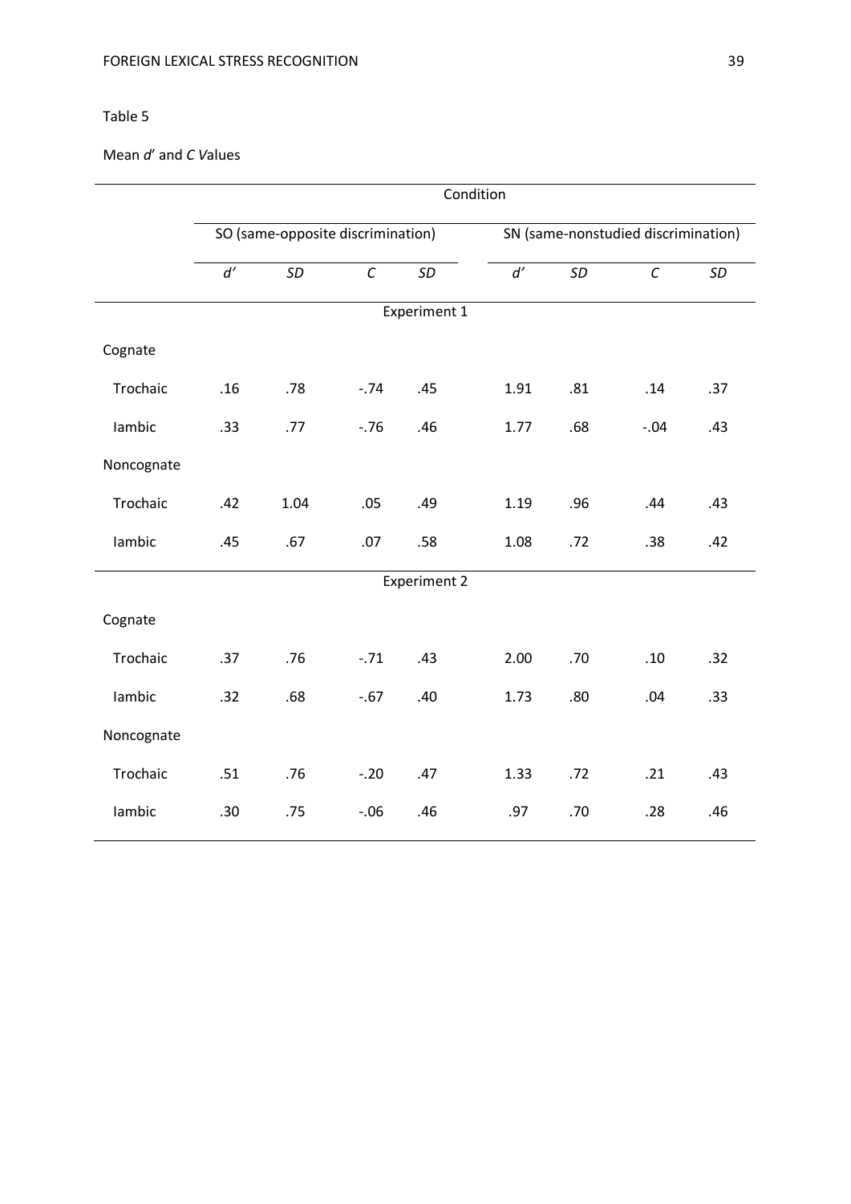Table 5

Mean *d*′ and *C V*alues

| | Condition | | | | | | | |
|---|---|---|---|---|---|---|---|---|
| | SO (same-opposite discrimination) | | | | SN (same-nonstudied discrimination) | | | |
| | *d*′ | *SD* | *C* | *SD* | *d*′ | *SD* | *C* | *SD* |
| **Experiment 1** | | | | | | | | |
| Cognate | | | | | | | | |
| Trochaic | .16 | .78 | -.74 | .45 | 1.91 | .81 | .14 | .37 |
| Iambic | .33 | .77 | -.76 | .46 | 1.77 | .68 | -.04 | .43 |
| Noncognate | | | | | | | | |
| Trochaic | .42 | 1.04 | .05 | .49 | 1.19 | .96 | .44 | .43 |
| Iambic | .45 | .67 | .07 | .58 | 1.08 | .72 | .38 | .42 |
| **Experiment 2** | | | | | | | | |
| Cognate | | | | | | | | |
| Trochaic | .37 | .76 | -.71 | .43 | 2.00 | .70 | .10 | .32 |
| Iambic | .32 | .68 | -.67 | .40 | 1.73 | .80 | .04 | .33 |
| Noncognate | | | | | | | | |
| Trochaic | .51 | .76 | -.20 | .47 | 1.33 | .72 | .21 | .43 |
| Iambic | .30 | .75 | -.06 | .46 | .97 | .70 | .28 | .46 |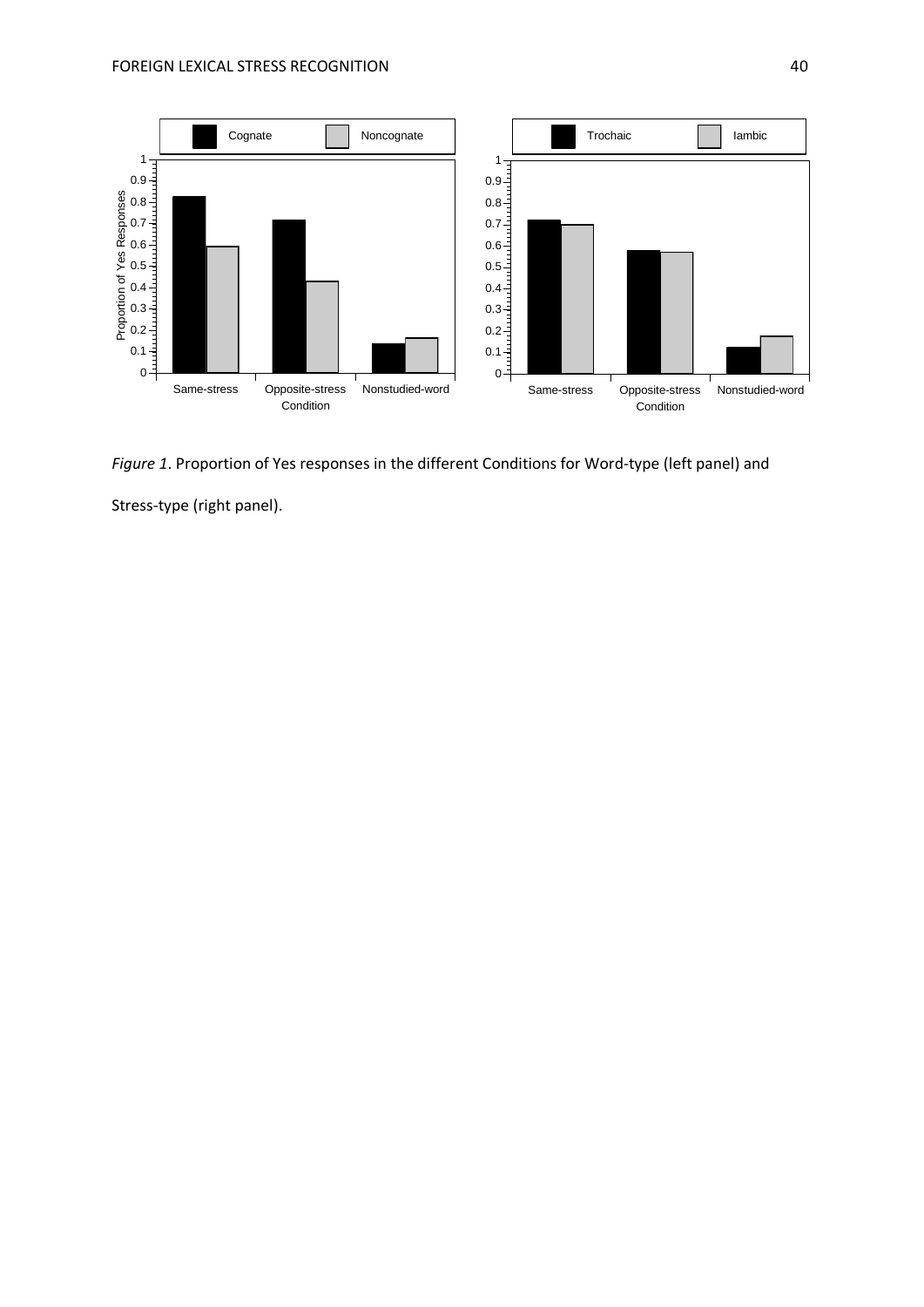*Figure 1*. Proportion of Yes responses in the different Conditions for Word-type (left panel) and Stress-type (right panel).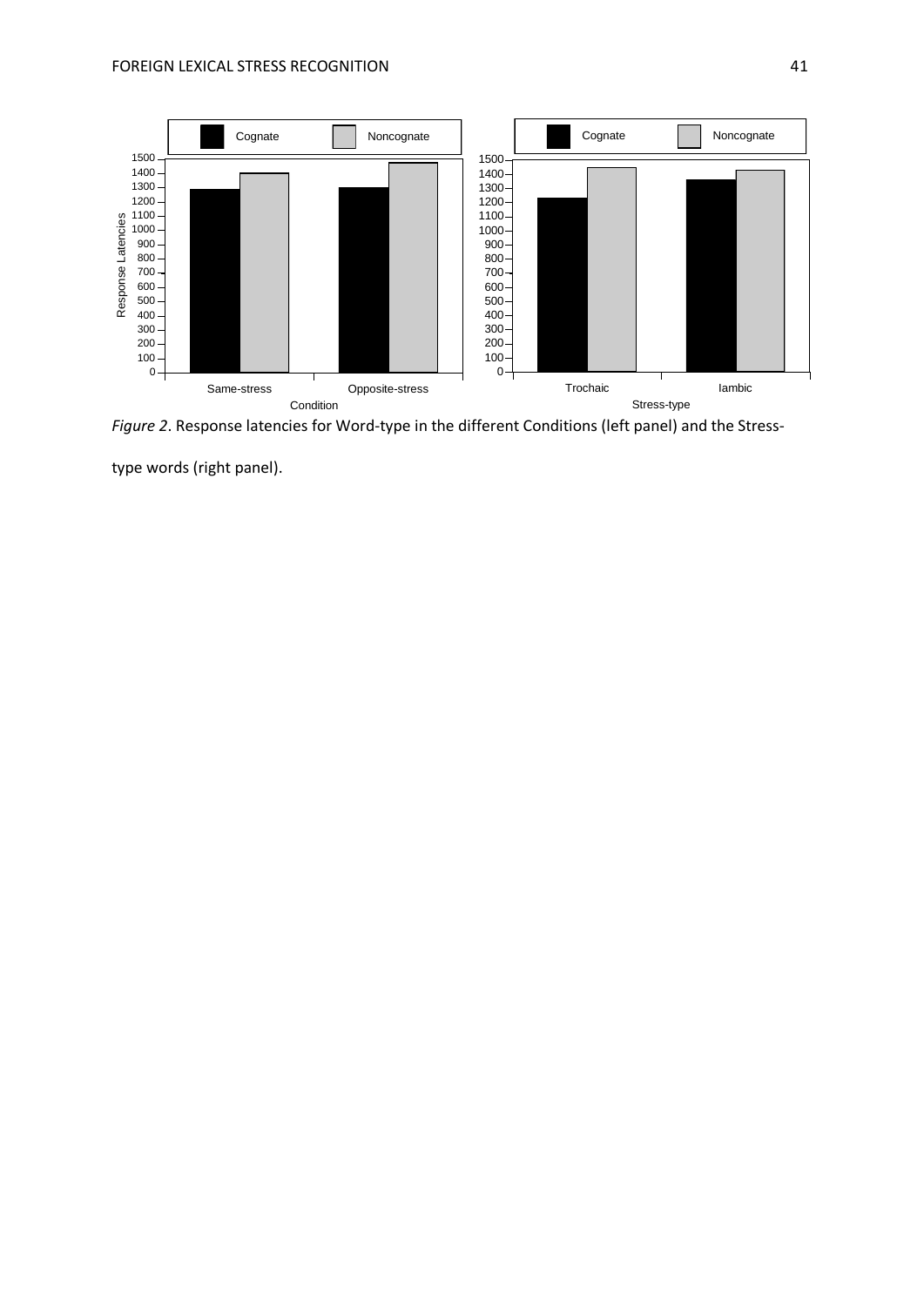*Figure 2*. Response latencies for Word-type in the different Conditions (left panel) and the Stress-type words (right panel).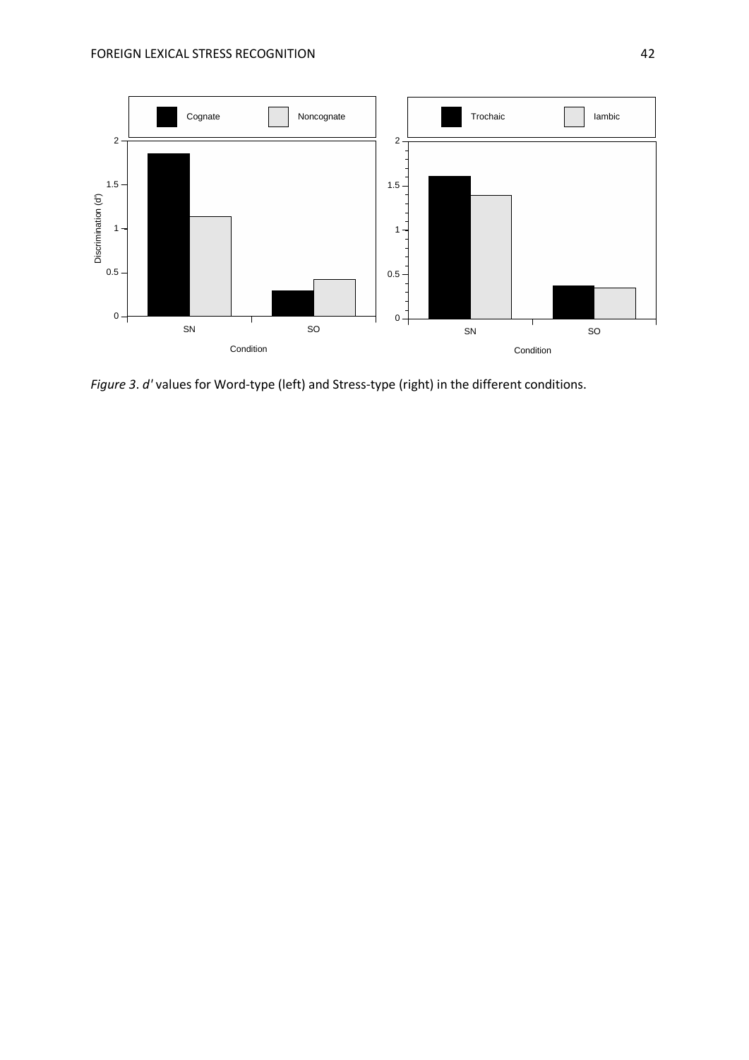*Figure 3*. *d'* values for Word-type (left) and Stress-type (right) in the different conditions.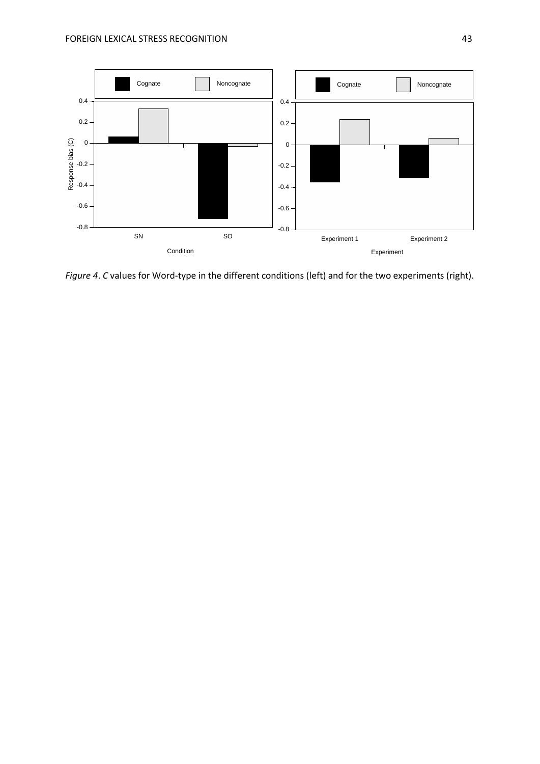Cognate
Noncognate

0.4
0.2
0
-0.2
-0.4
-0.6
-0.8

Response bias (C)

SN
SO

Condition

Cognate
Noncognate

0.4
0.2
0
-0.2
-0.4
-0.6
-0.8

Experiment 1
Experiment 2

Experiment

*Figure 4*. *C* values for Word-type in the different conditions (left) and for the two experiments (right).